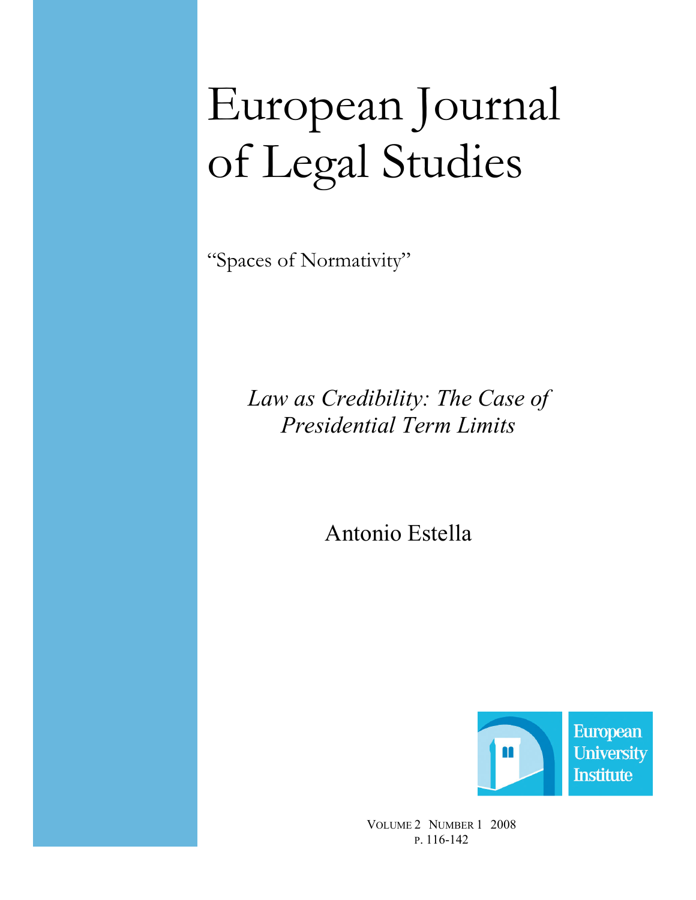# European Journal of Legal Studies

"Spaces of Normativity"

*Law as Credibility: The Case of Presidential Term Limits*

Antonio Estella

European University Institute

VOLUME 2 NUMBER 1 2008
P. 116-142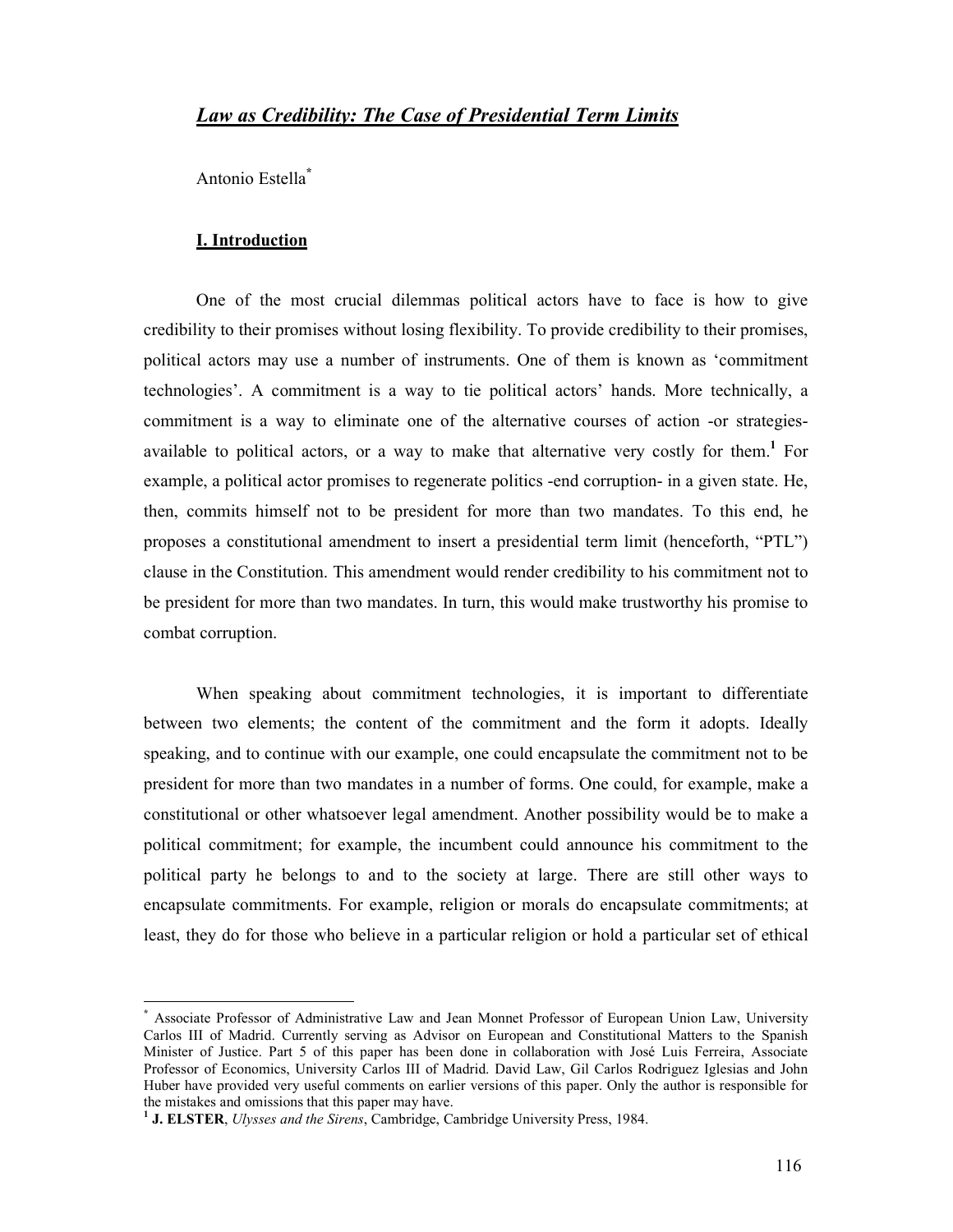## *Law as Credibility: The Case of Presidential Term Limits*

Antonio Estella[*]

### I. Introduction

One of the most crucial dilemmas political actors have to face is how to give credibility to their promises without losing flexibility. To provide credibility to their promises, political actors may use a number of instruments. One of them is known as 'commitment technologies'. A commitment is a way to tie political actors' hands. More technically, a commitment is a way to eliminate one of the alternative courses of action -or strategies- available to political actors, or a way to make that alternative very costly for them.[1] For example, a political actor promises to regenerate politics -end corruption- in a given state. He, then, commits himself not to be president for more than two mandates. To this end, he proposes a constitutional amendment to insert a presidential term limit (henceforth, "PTL") clause in the Constitution. This amendment would render credibility to his commitment not to be president for more than two mandates. In turn, this would make trustworthy his promise to combat corruption.

When speaking about commitment technologies, it is important to differentiate between two elements; the content of the commitment and the form it adopts. Ideally speaking, and to continue with our example, one could encapsulate the commitment not to be president for more than two mandates in a number of forms. One could, for example, make a constitutional or other whatsoever legal amendment. Another possibility would be to make a political commitment; for example, the incumbent could announce his commitment to the political party he belongs to and to the society at large. There are still other ways to encapsulate commitments. For example, religion or morals do encapsulate commitments; at least, they do for those who believe in a particular religion or hold a particular set of ethical

---

[*] Associate Professor of Administrative Law and Jean Monnet Professor of European Union Law, University Carlos III of Madrid. Currently serving as Advisor on European and Constitutional Matters to the Spanish Minister of Justice. Part 5 of this paper has been done in collaboration with José Luis Ferreira, Associate Professor of Economics, University Carlos III of Madrid. David Law, Gil Carlos Rodriguez Iglesias and John Huber have provided very useful comments on earlier versions of this paper. Only the author is responsible for the mistakes and omissions that this paper may have.

[1] **J. ELSTER**, *Ulysses and the Sirens*, Cambridge, Cambridge University Press, 1984.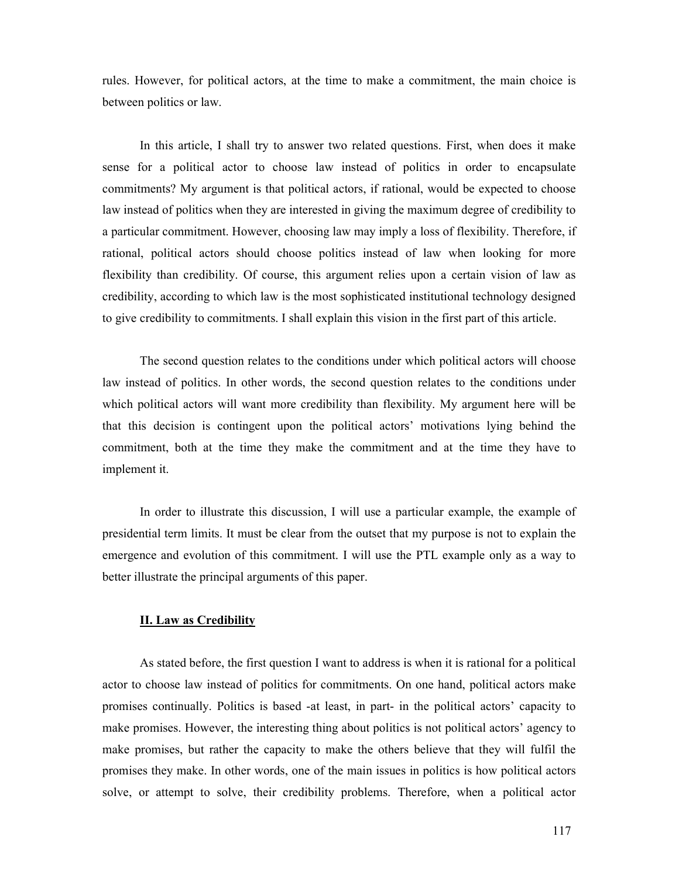rules. However, for political actors, at the time to make a commitment, the main choice is between politics or law.

In this article, I shall try to answer two related questions. First, when does it make sense for a political actor to choose law instead of politics in order to encapsulate commitments? My argument is that political actors, if rational, would be expected to choose law instead of politics when they are interested in giving the maximum degree of credibility to a particular commitment. However, choosing law may imply a loss of flexibility. Therefore, if rational, political actors should choose politics instead of law when looking for more flexibility than credibility. Of course, this argument relies upon a certain vision of law as credibility, according to which law is the most sophisticated institutional technology designed to give credibility to commitments. I shall explain this vision in the first part of this article.

The second question relates to the conditions under which political actors will choose law instead of politics. In other words, the second question relates to the conditions under which political actors will want more credibility than flexibility. My argument here will be that this decision is contingent upon the political actors' motivations lying behind the commitment, both at the time they make the commitment and at the time they have to implement it.

In order to illustrate this discussion, I will use a particular example, the example of presidential term limits. It must be clear from the outset that my purpose is not to explain the emergence and evolution of this commitment. I will use the PTL example only as a way to better illustrate the principal arguments of this paper.

## II. Law as Credibility

As stated before, the first question I want to address is when it is rational for a political actor to choose law instead of politics for commitments. On one hand, political actors make promises continually. Politics is based -at least, in part- in the political actors' capacity to make promises. However, the interesting thing about politics is not political actors' agency to make promises, but rather the capacity to make the others believe that they will fulfil the promises they make. In other words, one of the main issues in politics is how political actors solve, or attempt to solve, their credibility problems. Therefore, when a political actor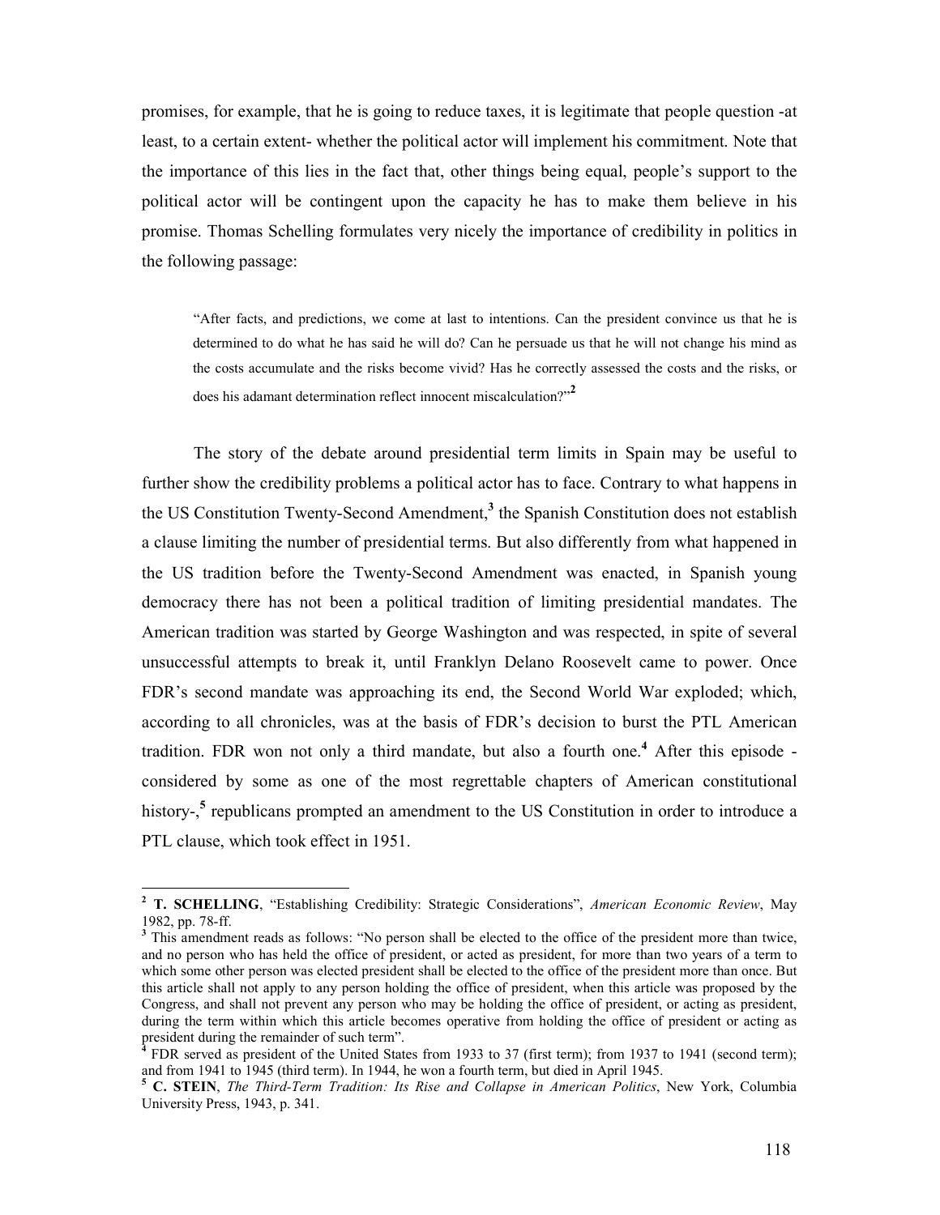promises, for example, that he is going to reduce taxes, it is legitimate that people question -at least, to a certain extent- whether the political actor will implement his commitment. Note that the importance of this lies in the fact that, other things being equal, people's support to the political actor will be contingent upon the capacity he has to make them believe in his promise. Thomas Schelling formulates very nicely the importance of credibility in politics in the following passage:

> "After facts, and predictions, we come at last to intentions. Can the president convince us that he is determined to do what he has said he will do? Can he persuade us that he will not change his mind as the costs accumulate and the risks become vivid? Has he correctly assessed the costs and the risks, or does his adamant determination reflect innocent miscalculation?"[2]

The story of the debate around presidential term limits in Spain may be useful to further show the credibility problems a political actor has to face. Contrary to what happens in the US Constitution Twenty-Second Amendment,[3] the Spanish Constitution does not establish a clause limiting the number of presidential terms. But also differently from what happened in the US tradition before the Twenty-Second Amendment was enacted, in Spanish young democracy there has not been a political tradition of limiting presidential mandates. The American tradition was started by George Washington and was respected, in spite of several unsuccessful attempts to break it, until Franklyn Delano Roosevelt came to power. Once FDR's second mandate was approaching its end, the Second World War exploded; which, according to all chronicles, was at the basis of FDR's decision to burst the PTL American tradition. FDR won not only a third mandate, but also a fourth one.[4] After this episode -considered by some as one of the most regrettable chapters of American constitutional history-,[5] republicans prompted an amendment to the US Constitution in order to introduce a PTL clause, which took effect in 1951.

---

[2] **T. SCHELLING**, "Establishing Credibility: Strategic Considerations", *American Economic Review*, May 1982, pp. 78-ff.

[3] This amendment reads as follows: "No person shall be elected to the office of the president more than twice, and no person who has held the office of president, or acted as president, for more than two years of a term to which some other person was elected president shall be elected to the office of the president more than once. But this article shall not apply to any person holding the office of president, when this article was proposed by the Congress, and shall not prevent any person who may be holding the office of president, or acting as president, during the term within which this article becomes operative from holding the office of president or acting as president during the remainder of such term".

[4] FDR served as president of the United States from 1933 to 37 (first term); from 1937 to 1941 (second term); and from 1941 to 1945 (third term). In 1944, he won a fourth term, but died in April 1945.

[5] **C. STEIN**, *The Third-Term Tradition: Its Rise and Collapse in American Politics*, New York, Columbia University Press, 1943, p. 341.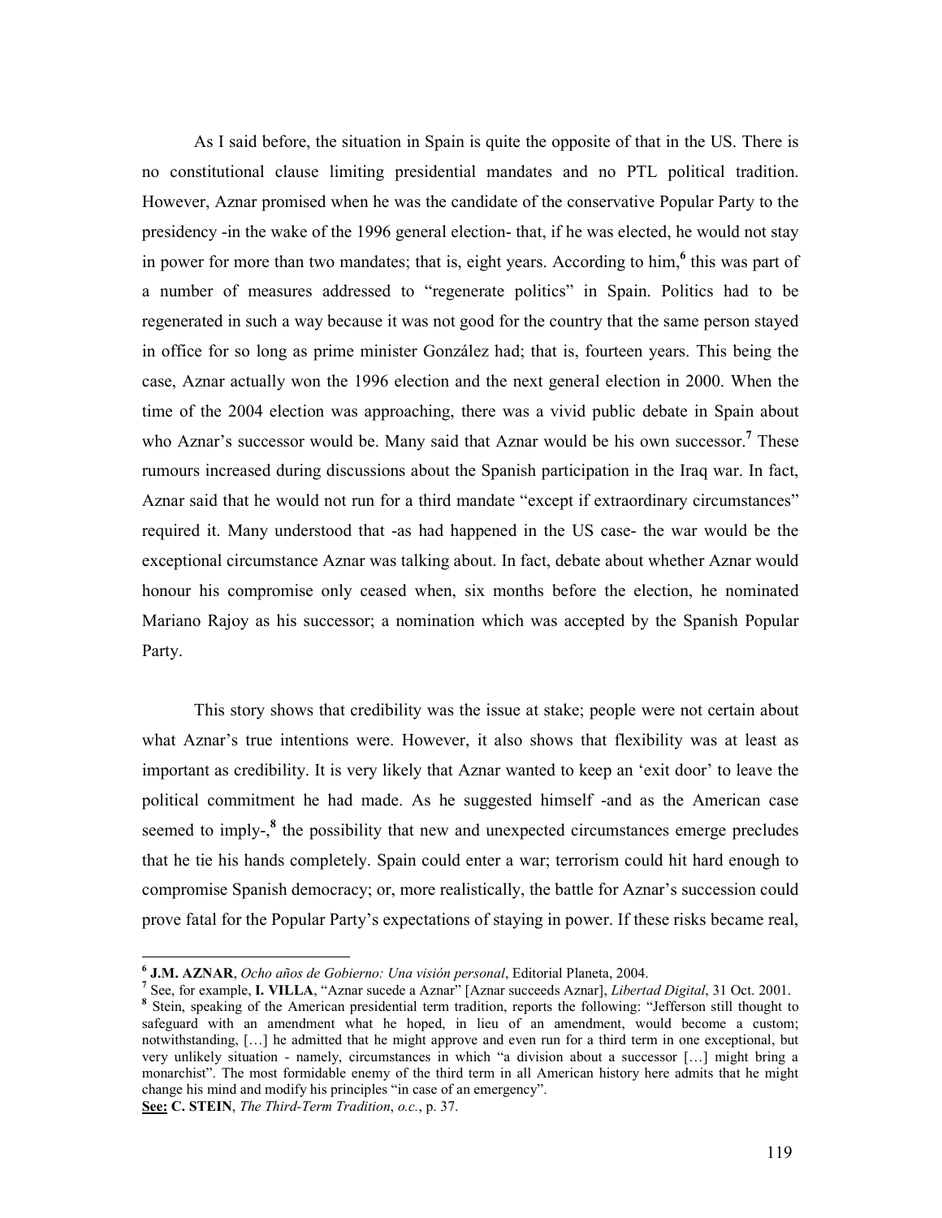As I said before, the situation in Spain is quite the opposite of that in the US. There is no constitutional clause limiting presidential mandates and no PTL political tradition. However, Aznar promised when he was the candidate of the conservative Popular Party to the presidency -in the wake of the 1996 general election- that, if he was elected, he would not stay in power for more than two mandates; that is, eight years. According to him,[6] this was part of a number of measures addressed to "regenerate politics" in Spain. Politics had to be regenerated in such a way because it was not good for the country that the same person stayed in office for so long as prime minister González had; that is, fourteen years. This being the case, Aznar actually won the 1996 election and the next general election in 2000. When the time of the 2004 election was approaching, there was a vivid public debate in Spain about who Aznar's successor would be. Many said that Aznar would be his own successor.[7] These rumours increased during discussions about the Spanish participation in the Iraq war. In fact, Aznar said that he would not run for a third mandate "except if extraordinary circumstances" required it. Many understood that -as had happened in the US case- the war would be the exceptional circumstance Aznar was talking about. In fact, debate about whether Aznar would honour his compromise only ceased when, six months before the election, he nominated Mariano Rajoy as his successor; a nomination which was accepted by the Spanish Popular Party.

This story shows that credibility was the issue at stake; people were not certain about what Aznar's true intentions were. However, it also shows that flexibility was at least as important as credibility. It is very likely that Aznar wanted to keep an 'exit door' to leave the political commitment he had made. As he suggested himself -and as the American case seemed to imply-,[8] the possibility that new and unexpected circumstances emerge precludes that he tie his hands completely. Spain could enter a war; terrorism could hit hard enough to compromise Spanish democracy; or, more realistically, the battle for Aznar's succession could prove fatal for the Popular Party's expectations of staying in power. If these risks became real,

---

[6] **J.M. AZNAR**, *Ocho años de Gobierno: Una visión personal*, Editorial Planeta, 2004.

[7] See, for example, **I. VILLA**, "Aznar sucede a Aznar" [Aznar succeeds Aznar], *Libertad Digital*, 31 Oct. 2001.

[8] Stein, speaking of the American presidential term tradition, reports the following: "Jefferson still thought to safeguard with an amendment what he hoped, in lieu of an amendment, would become a custom; notwithstanding, […] he admitted that he might approve and even run for a third term in one exceptional, but very unlikely situation - namely, circumstances in which "a division about a successor […] might bring a monarchist". The most formidable enemy of the third term in all American history here admits that he might change his mind and modify his principles "in case of an emergency".
**See:** **C. STEIN**, *The Third-Term Tradition*, *o.c.*, p. 37.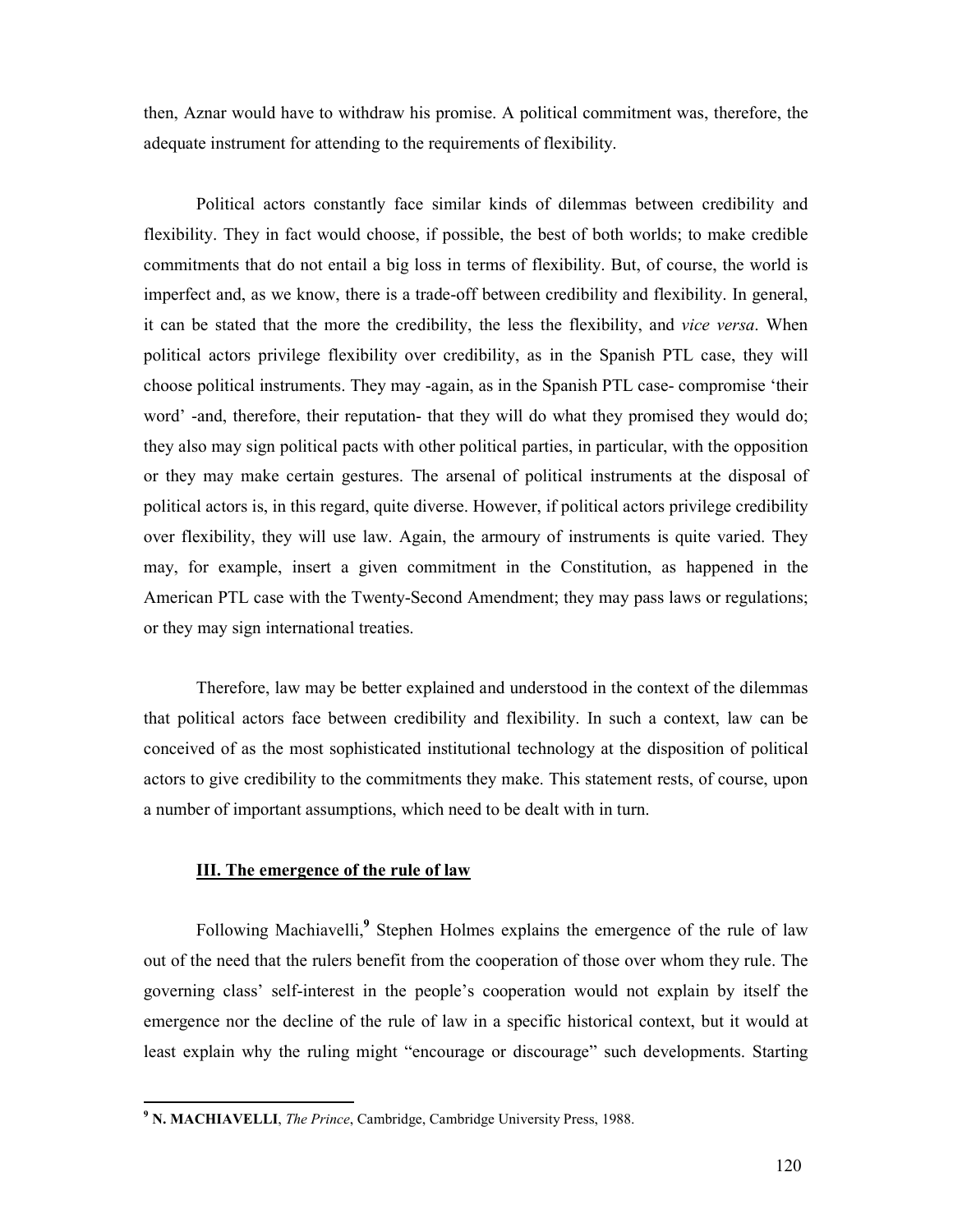then, Aznar would have to withdraw his promise. A political commitment was, therefore, the adequate instrument for attending to the requirements of flexibility.

Political actors constantly face similar kinds of dilemmas between credibility and flexibility. They in fact would choose, if possible, the best of both worlds; to make credible commitments that do not entail a big loss in terms of flexibility. But, of course, the world is imperfect and, as we know, there is a trade-off between credibility and flexibility. In general, it can be stated that the more the credibility, the less the flexibility, and *vice versa*. When political actors privilege flexibility over credibility, as in the Spanish PTL case, they will choose political instruments. They may -again, as in the Spanish PTL case- compromise 'their word' -and, therefore, their reputation- that they will do what they promised they would do; they also may sign political pacts with other political parties, in particular, with the opposition or they may make certain gestures. The arsenal of political instruments at the disposal of political actors is, in this regard, quite diverse. However, if political actors privilege credibility over flexibility, they will use law. Again, the armoury of instruments is quite varied. They may, for example, insert a given commitment in the Constitution, as happened in the American PTL case with the Twenty-Second Amendment; they may pass laws or regulations; or they may sign international treaties.

Therefore, law may be better explained and understood in the context of the dilemmas that political actors face between credibility and flexibility. In such a context, law can be conceived of as the most sophisticated institutional technology at the disposition of political actors to give credibility to the commitments they make. This statement rests, of course, upon a number of important assumptions, which need to be dealt with in turn.

## III. The emergence of the rule of law

Following Machiavelli,[9] Stephen Holmes explains the emergence of the rule of law out of the need that the rulers benefit from the cooperation of those over whom they rule. The governing class' self-interest in the people's cooperation would not explain by itself the emergence nor the decline of the rule of law in a specific historical context, but it would at least explain why the ruling might "encourage or discourage" such developments. Starting

---

[9] **N. MACHIAVELLI**, *The Prince*, Cambridge, Cambridge University Press, 1988.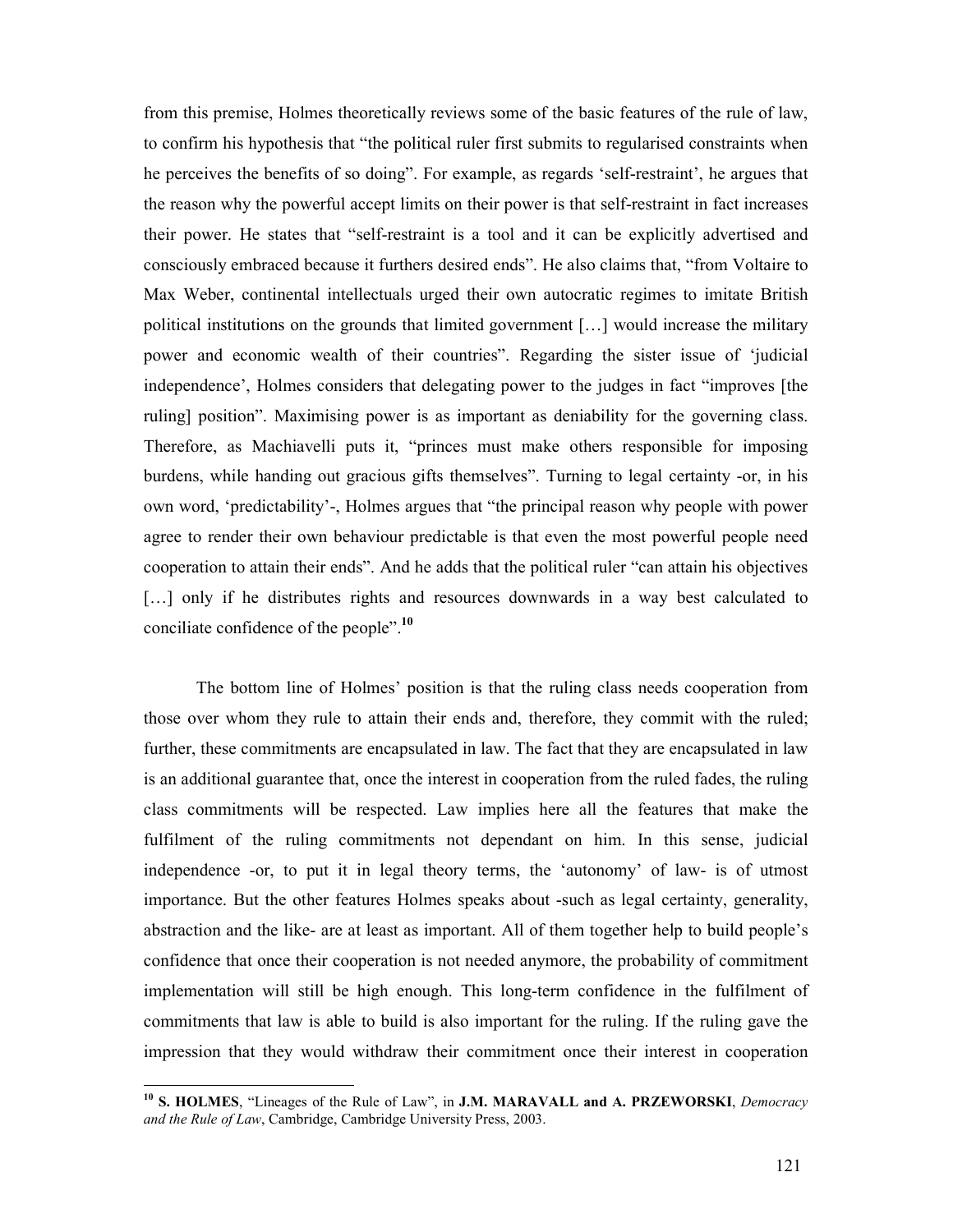from this premise, Holmes theoretically reviews some of the basic features of the rule of law, to confirm his hypothesis that "the political ruler first submits to regularised constraints when he perceives the benefits of so doing". For example, as regards 'self-restraint', he argues that the reason why the powerful accept limits on their power is that self-restraint in fact increases their power. He states that "self-restraint is a tool and it can be explicitly advertised and consciously embraced because it furthers desired ends". He also claims that, "from Voltaire to Max Weber, continental intellectuals urged their own autocratic regimes to imitate British political institutions on the grounds that limited government […] would increase the military power and economic wealth of their countries". Regarding the sister issue of 'judicial independence', Holmes considers that delegating power to the judges in fact "improves [the ruling] position". Maximising power is as important as deniability for the governing class. Therefore, as Machiavelli puts it, "princes must make others responsible for imposing burdens, while handing out gracious gifts themselves". Turning to legal certainty -or, in his own word, 'predictability'-, Holmes argues that "the principal reason why people with power agree to render their own behaviour predictable is that even the most powerful people need cooperation to attain their ends". And he adds that the political ruler "can attain his objectives […] only if he distributes rights and resources downwards in a way best calculated to conciliate confidence of the people".[10]

The bottom line of Holmes' position is that the ruling class needs cooperation from those over whom they rule to attain their ends and, therefore, they commit with the ruled; further, these commitments are encapsulated in law. The fact that they are encapsulated in law is an additional guarantee that, once the interest in cooperation from the ruled fades, the ruling class commitments will be respected. Law implies here all the features that make the fulfilment of the ruling commitments not dependant on him. In this sense, judicial independence -or, to put it in legal theory terms, the 'autonomy' of law- is of utmost importance. But the other features Holmes speaks about -such as legal certainty, generality, abstraction and the like- are at least as important. All of them together help to build people's confidence that once their cooperation is not needed anymore, the probability of commitment implementation will still be high enough. This long-term confidence in the fulfilment of commitments that law is able to build is also important for the ruling. If the ruling gave the impression that they would withdraw their commitment once their interest in cooperation

---

[10] **S. HOLMES**, "Lineages of the Rule of Law", in **J.M. MARAVALL and A. PRZEWORSKI**, *Democracy and the Rule of Law*, Cambridge, Cambridge University Press, 2003.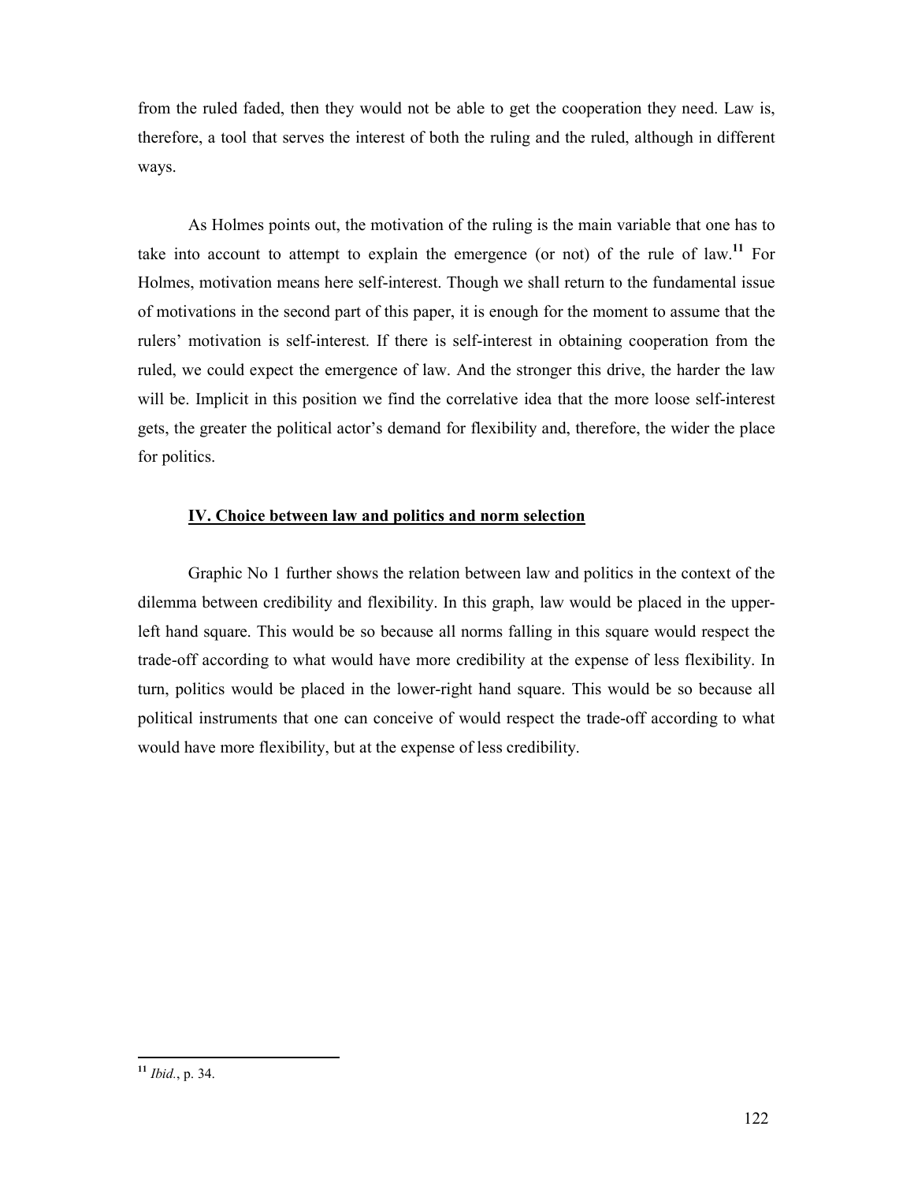from the ruled faded, then they would not be able to get the cooperation they need. Law is, therefore, a tool that serves the interest of both the ruling and the ruled, although in different ways.

As Holmes points out, the motivation of the ruling is the main variable that one has to take into account to attempt to explain the emergence (or not) of the rule of law.[11] For Holmes, motivation means here self-interest. Though we shall return to the fundamental issue of motivations in the second part of this paper, it is enough for the moment to assume that the rulers' motivation is self-interest. If there is self-interest in obtaining cooperation from the ruled, we could expect the emergence of law. And the stronger this drive, the harder the law will be. Implicit in this position we find the correlative idea that the more loose self-interest gets, the greater the political actor's demand for flexibility and, therefore, the wider the place for politics.

## IV. Choice between law and politics and norm selection

Graphic No 1 further shows the relation between law and politics in the context of the dilemma between credibility and flexibility. In this graph, law would be placed in the upper-left hand square. This would be so because all norms falling in this square would respect the trade-off according to what would have more credibility at the expense of less flexibility. In turn, politics would be placed in the lower-right hand square. This would be so because all political instruments that one can conceive of would respect the trade-off according to what would have more flexibility, but at the expense of less credibility.

---

[11] *Ibid.*, p. 34.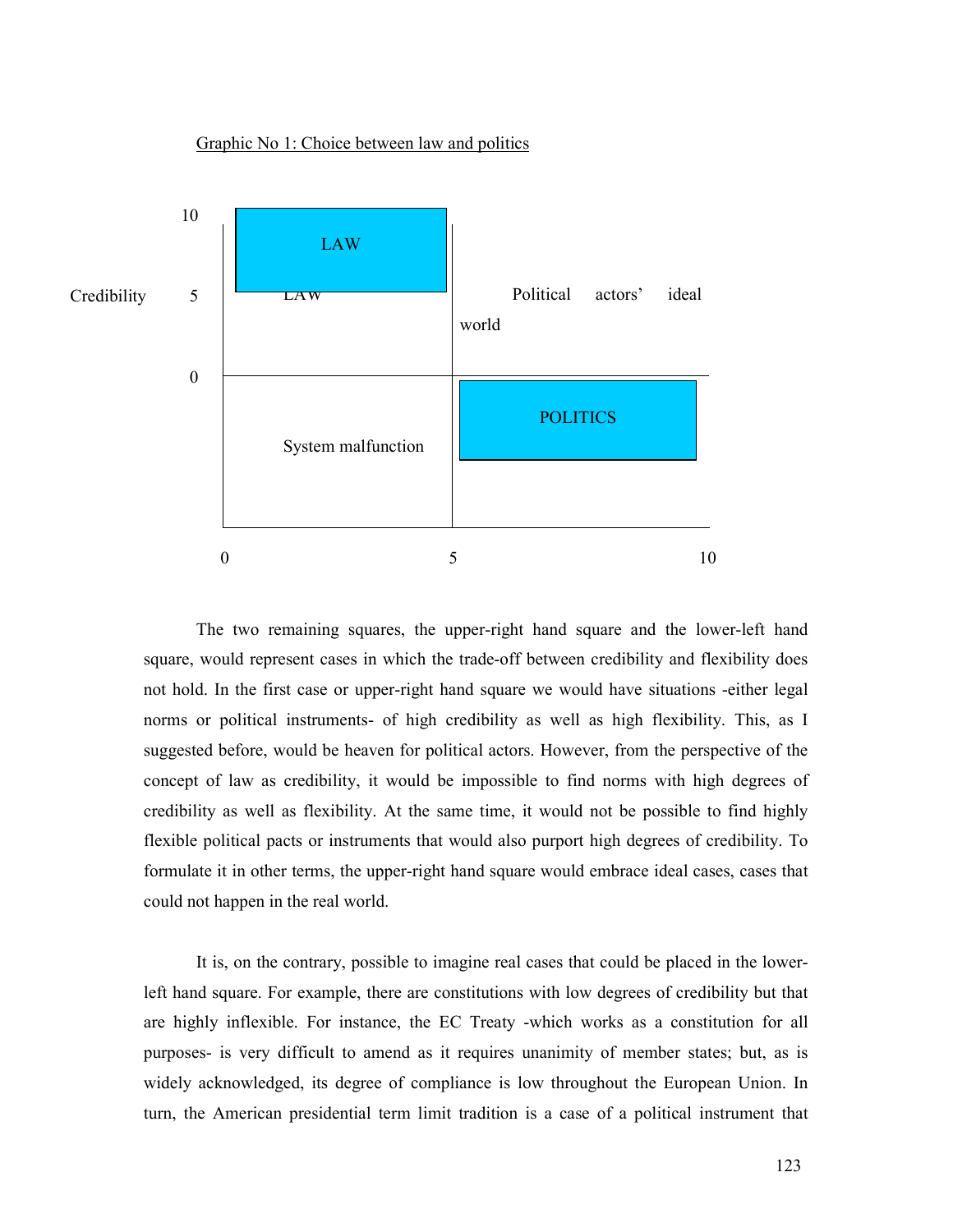Graphic No 1: Choice between law and politics

| Credibility | 0–5 | 5–10 |
| --- | --- | --- |
| 10 / 5 | LAW | Political actors' ideal world |
| 0 | System malfunction | POLITICS |

The two remaining squares, the upper-right hand square and the lower-left hand square, would represent cases in which the trade-off between credibility and flexibility does not hold. In the first case or upper-right hand square we would have situations -either legal norms or political instruments- of high credibility as well as high flexibility. This, as I suggested before, would be heaven for political actors. However, from the perspective of the concept of law as credibility, it would be impossible to find norms with high degrees of credibility as well as flexibility. At the same time, it would not be possible to find highly flexible political pacts or instruments that would also purport high degrees of credibility. To formulate it in other terms, the upper-right hand square would embrace ideal cases, cases that could not happen in the real world.

It is, on the contrary, possible to imagine real cases that could be placed in the lower-left hand square. For example, there are constitutions with low degrees of credibility but that are highly inflexible. For instance, the EC Treaty -which works as a constitution for all purposes- is very difficult to amend as it requires unanimity of member states; but, as is widely acknowledged, its degree of compliance is low throughout the European Union. In turn, the American presidential term limit tradition is a case of a political instrument that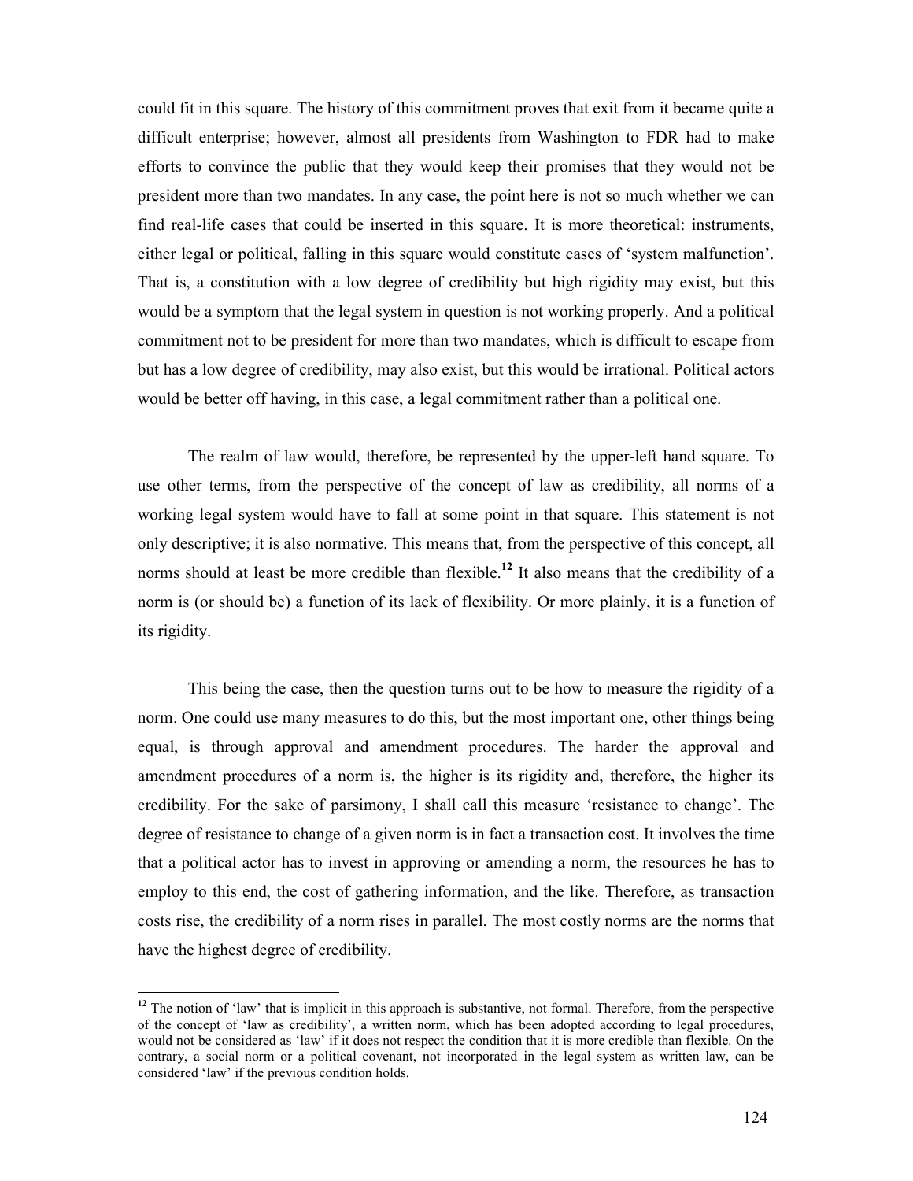could fit in this square. The history of this commitment proves that exit from it became quite a difficult enterprise; however, almost all presidents from Washington to FDR had to make efforts to convince the public that they would keep their promises that they would not be president more than two mandates. In any case, the point here is not so much whether we can find real-life cases that could be inserted in this square. It is more theoretical: instruments, either legal or political, falling in this square would constitute cases of 'system malfunction'. That is, a constitution with a low degree of credibility but high rigidity may exist, but this would be a symptom that the legal system in question is not working properly. And a political commitment not to be president for more than two mandates, which is difficult to escape from but has a low degree of credibility, may also exist, but this would be irrational. Political actors would be better off having, in this case, a legal commitment rather than a political one.

The realm of law would, therefore, be represented by the upper-left hand square. To use other terms, from the perspective of the concept of law as credibility, all norms of a working legal system would have to fall at some point in that square. This statement is not only descriptive; it is also normative. This means that, from the perspective of this concept, all norms should at least be more credible than flexible.[12] It also means that the credibility of a norm is (or should be) a function of its lack of flexibility. Or more plainly, it is a function of its rigidity.

This being the case, then the question turns out to be how to measure the rigidity of a norm. One could use many measures to do this, but the most important one, other things being equal, is through approval and amendment procedures. The harder the approval and amendment procedures of a norm is, the higher is its rigidity and, therefore, the higher its credibility. For the sake of parsimony, I shall call this measure 'resistance to change'. The degree of resistance to change of a given norm is in fact a transaction cost. It involves the time that a political actor has to invest in approving or amending a norm, the resources he has to employ to this end, the cost of gathering information, and the like. Therefore, as transaction costs rise, the credibility of a norm rises in parallel. The most costly norms are the norms that have the highest degree of credibility.

---

[12] The notion of 'law' that is implicit in this approach is substantive, not formal. Therefore, from the perspective of the concept of 'law as credibility', a written norm, which has been adopted according to legal procedures, would not be considered as 'law' if it does not respect the condition that it is more credible than flexible. On the contrary, a social norm or a political covenant, not incorporated in the legal system as written law, can be considered 'law' if the previous condition holds.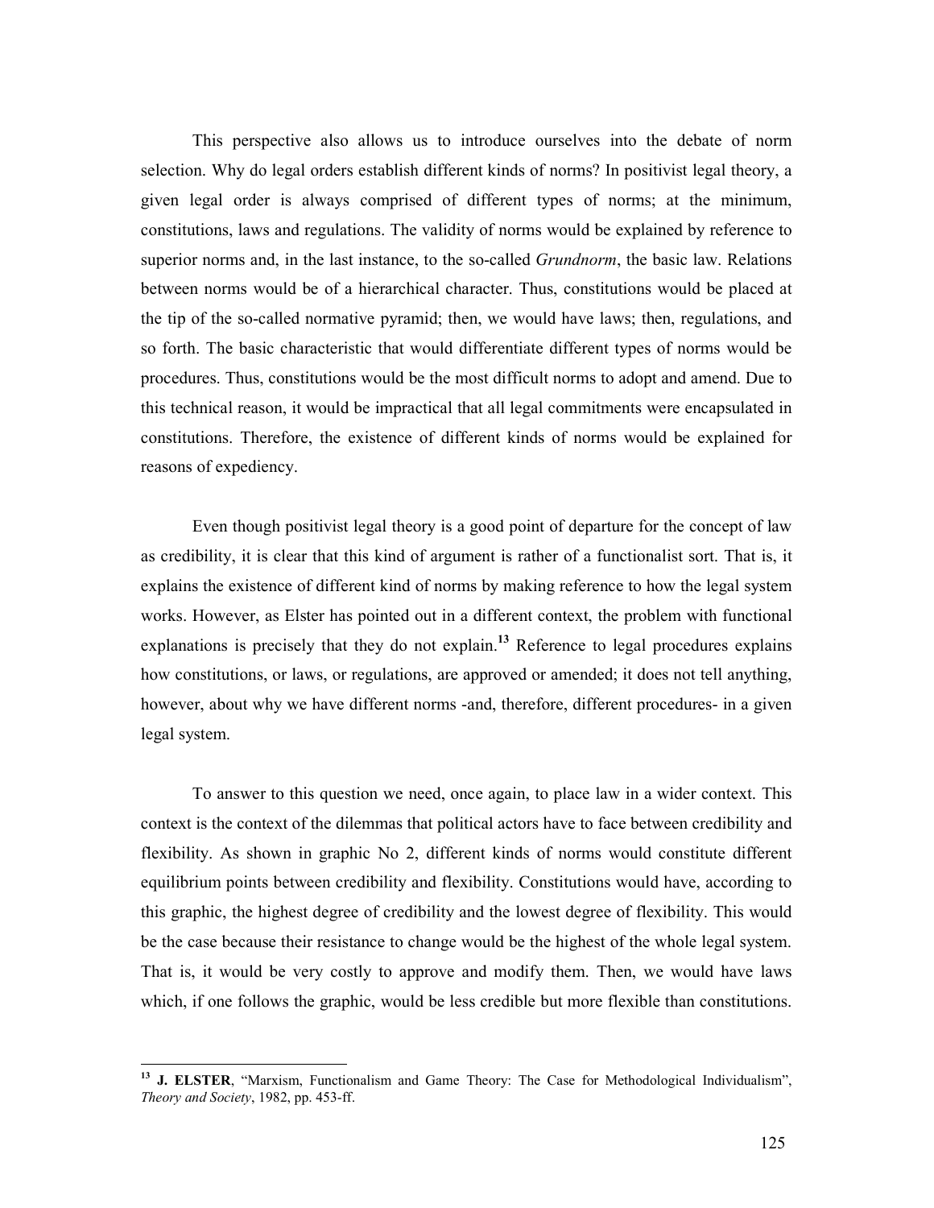This perspective also allows us to introduce ourselves into the debate of norm selection. Why do legal orders establish different kinds of norms? In positivist legal theory, a given legal order is always comprised of different types of norms; at the minimum, constitutions, laws and regulations. The validity of norms would be explained by reference to superior norms and, in the last instance, to the so-called *Grundnorm*, the basic law. Relations between norms would be of a hierarchical character. Thus, constitutions would be placed at the tip of the so-called normative pyramid; then, we would have laws; then, regulations, and so forth. The basic characteristic that would differentiate different types of norms would be procedures. Thus, constitutions would be the most difficult norms to adopt and amend. Due to this technical reason, it would be impractical that all legal commitments were encapsulated in constitutions. Therefore, the existence of different kinds of norms would be explained for reasons of expediency.

Even though positivist legal theory is a good point of departure for the concept of law as credibility, it is clear that this kind of argument is rather of a functionalist sort. That is, it explains the existence of different kind of norms by making reference to how the legal system works. However, as Elster has pointed out in a different context, the problem with functional explanations is precisely that they do not explain.[13] Reference to legal procedures explains how constitutions, or laws, or regulations, are approved or amended; it does not tell anything, however, about why we have different norms -and, therefore, different procedures- in a given legal system.

To answer to this question we need, once again, to place law in a wider context. This context is the context of the dilemmas that political actors have to face between credibility and flexibility. As shown in graphic No 2, different kinds of norms would constitute different equilibrium points between credibility and flexibility. Constitutions would have, according to this graphic, the highest degree of credibility and the lowest degree of flexibility. This would be the case because their resistance to change would be the highest of the whole legal system. That is, it would be very costly to approve and modify them. Then, we would have laws which, if one follows the graphic, would be less credible but more flexible than constitutions.

---

[13] **J. ELSTER**, "Marxism, Functionalism and Game Theory: The Case for Methodological Individualism", *Theory and Society*, 1982, pp. 453-ff.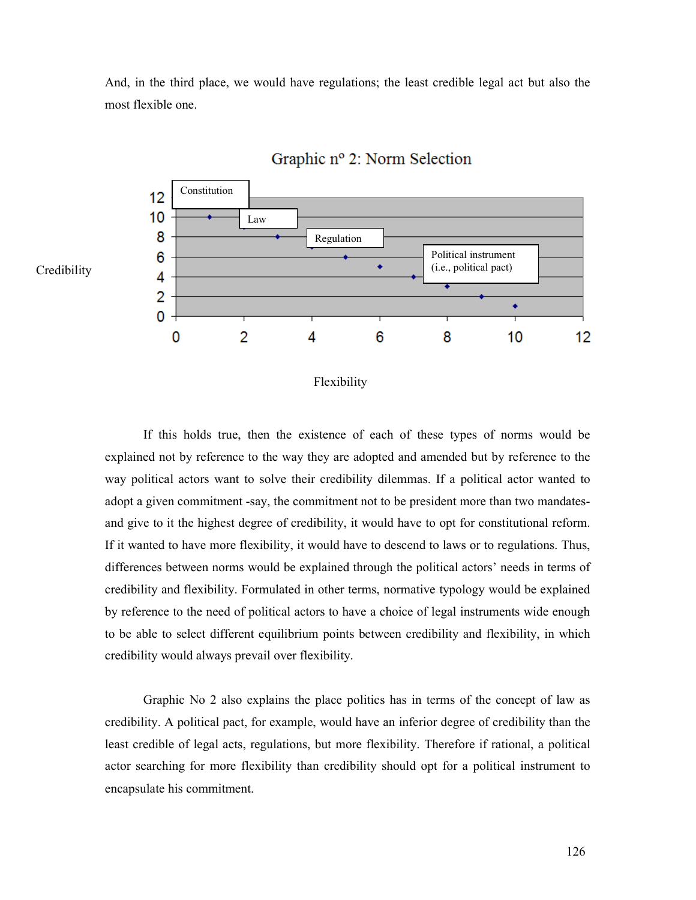And, in the third place, we would have regulations; the least credible legal act but also the most flexible one.

Graphic nº 2: Norm Selection

If this holds true, then the existence of each of these types of norms would be explained not by reference to the way they are adopted and amended but by reference to the way political actors want to solve their credibility dilemmas. If a political actor wanted to adopt a given commitment -say, the commitment not to be president more than two mandates- and give to it the highest degree of credibility, it would have to opt for constitutional reform. If it wanted to have more flexibility, it would have to descend to laws or to regulations. Thus, differences between norms would be explained through the political actors' needs in terms of credibility and flexibility. Formulated in other terms, normative typology would be explained by reference to the need of political actors to have a choice of legal instruments wide enough to be able to select different equilibrium points between credibility and flexibility, in which credibility would always prevail over flexibility.

Graphic No 2 also explains the place politics has in terms of the concept of law as credibility. A political pact, for example, would have an inferior degree of credibility than the least credible of legal acts, regulations, but more flexibility. Therefore if rational, a political actor searching for more flexibility than credibility should opt for a political instrument to encapsulate his commitment.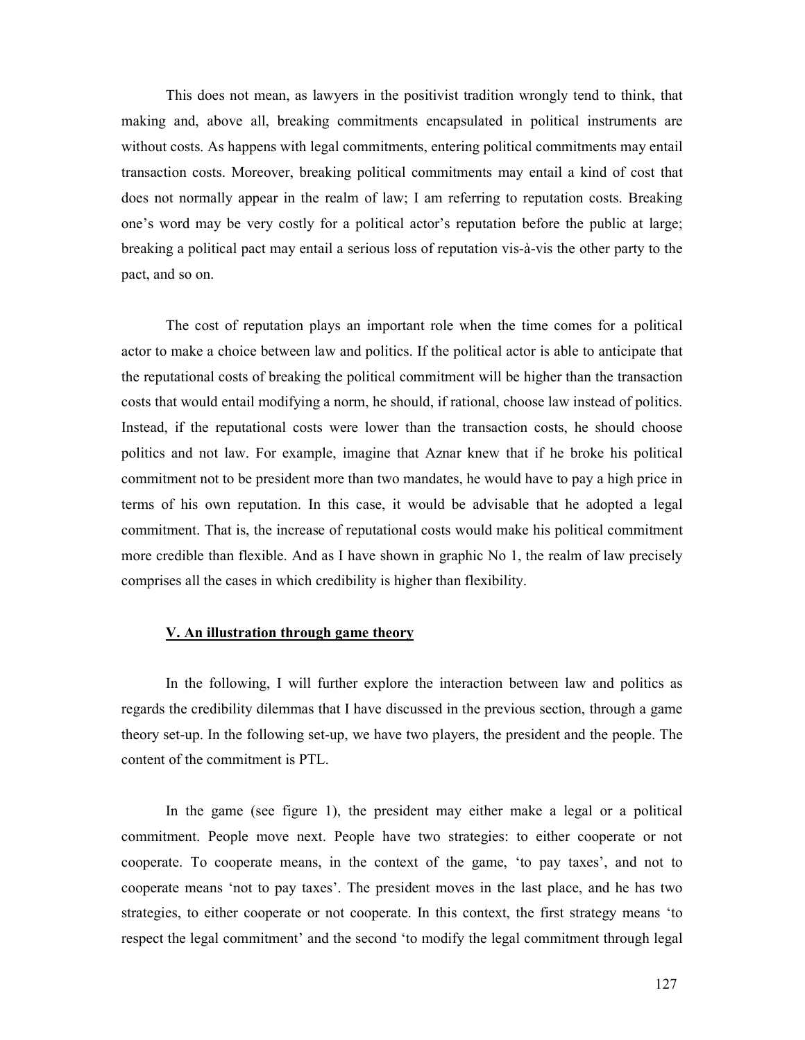This does not mean, as lawyers in the positivist tradition wrongly tend to think, that making and, above all, breaking commitments encapsulated in political instruments are without costs. As happens with legal commitments, entering political commitments may entail transaction costs. Moreover, breaking political commitments may entail a kind of cost that does not normally appear in the realm of law; I am referring to reputation costs. Breaking one's word may be very costly for a political actor's reputation before the public at large; breaking a political pact may entail a serious loss of reputation vis-à-vis the other party to the pact, and so on.

The cost of reputation plays an important role when the time comes for a political actor to make a choice between law and politics. If the political actor is able to anticipate that the reputational costs of breaking the political commitment will be higher than the transaction costs that would entail modifying a norm, he should, if rational, choose law instead of politics. Instead, if the reputational costs were lower than the transaction costs, he should choose politics and not law. For example, imagine that Aznar knew that if he broke his political commitment not to be president more than two mandates, he would have to pay a high price in terms of his own reputation. In this case, it would be advisable that he adopted a legal commitment. That is, the increase of reputational costs would make his political commitment more credible than flexible. And as I have shown in graphic No 1, the realm of law precisely comprises all the cases in which credibility is higher than flexibility.

## V. An illustration through game theory

In the following, I will further explore the interaction between law and politics as regards the credibility dilemmas that I have discussed in the previous section, through a game theory set-up. In the following set-up, we have two players, the president and the people. The content of the commitment is PTL.

In the game (see figure 1), the president may either make a legal or a political commitment. People move next. People have two strategies: to either cooperate or not cooperate. To cooperate means, in the context of the game, 'to pay taxes', and not to cooperate means 'not to pay taxes'. The president moves in the last place, and he has two strategies, to either cooperate or not cooperate. In this context, the first strategy means 'to respect the legal commitment' and the second 'to modify the legal commitment through legal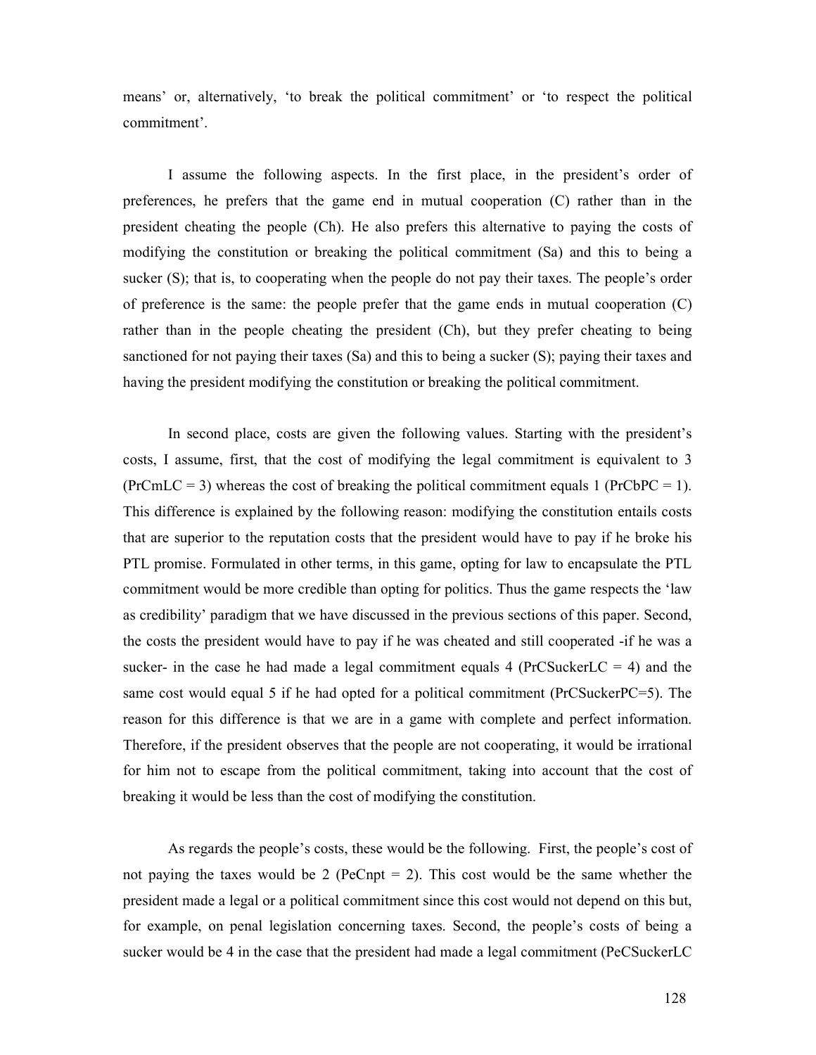means' or, alternatively, 'to break the political commitment' or 'to respect the political commitment'.

I assume the following aspects. In the first place, in the president's order of preferences, he prefers that the game end in mutual cooperation (C) rather than in the president cheating the people (Ch). He also prefers this alternative to paying the costs of modifying the constitution or breaking the political commitment (Sa) and this to being a sucker (S); that is, to cooperating when the people do not pay their taxes. The people's order of preference is the same: the people prefer that the game ends in mutual cooperation (C) rather than in the people cheating the president (Ch), but they prefer cheating to being sanctioned for not paying their taxes (Sa) and this to being a sucker (S); paying their taxes and having the president modifying the constitution or breaking the political commitment.

In second place, costs are given the following values. Starting with the president's costs, I assume, first, that the cost of modifying the legal commitment is equivalent to 3 (PrCmLC = 3) whereas the cost of breaking the political commitment equals 1 (PrCbPC = 1). This difference is explained by the following reason: modifying the constitution entails costs that are superior to the reputation costs that the president would have to pay if he broke his PTL promise. Formulated in other terms, in this game, opting for law to encapsulate the PTL commitment would be more credible than opting for politics. Thus the game respects the 'law as credibility' paradigm that we have discussed in the previous sections of this paper. Second, the costs the president would have to pay if he was cheated and still cooperated -if he was a sucker- in the case he had made a legal commitment equals 4 (PrCSuckerLC = 4) and the same cost would equal 5 if he had opted for a political commitment (PrCSuckerPC=5). The reason for this difference is that we are in a game with complete and perfect information. Therefore, if the president observes that the people are not cooperating, it would be irrational for him not to escape from the political commitment, taking into account that the cost of breaking it would be less than the cost of modifying the constitution.

As regards the people's costs, these would be the following. First, the people's cost of not paying the taxes would be 2 (PeCnpt = 2). This cost would be the same whether the president made a legal or a political commitment since this cost would not depend on this but, for example, on penal legislation concerning taxes. Second, the people's costs of being a sucker would be 4 in the case that the president had made a legal commitment (PeCSuckerLC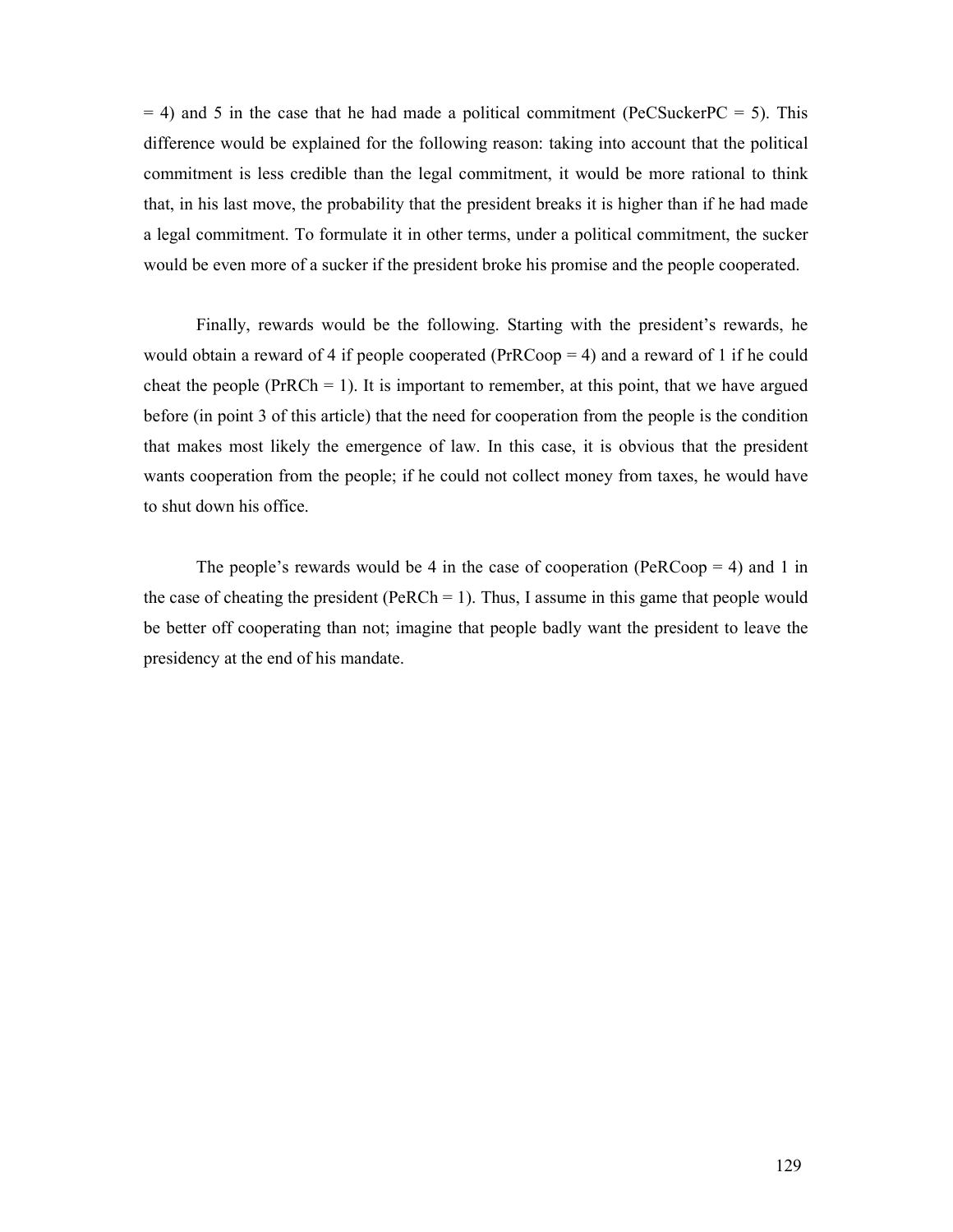= 4) and 5 in the case that he had made a political commitment (PeCSuckerPC = 5). This difference would be explained for the following reason: taking into account that the political commitment is less credible than the legal commitment, it would be more rational to think that, in his last move, the probability that the president breaks it is higher than if he had made a legal commitment. To formulate it in other terms, under a political commitment, the sucker would be even more of a sucker if the president broke his promise and the people cooperated.

Finally, rewards would be the following. Starting with the president's rewards, he would obtain a reward of 4 if people cooperated (PrRCoop = 4) and a reward of 1 if he could cheat the people (PrRCh = 1). It is important to remember, at this point, that we have argued before (in point 3 of this article) that the need for cooperation from the people is the condition that makes most likely the emergence of law. In this case, it is obvious that the president wants cooperation from the people; if he could not collect money from taxes, he would have to shut down his office.

The people's rewards would be 4 in the case of cooperation (PeRCoop = 4) and 1 in the case of cheating the president (PeRCh = 1). Thus, I assume in this game that people would be better off cooperating than not; imagine that people badly want the president to leave the presidency at the end of his mandate.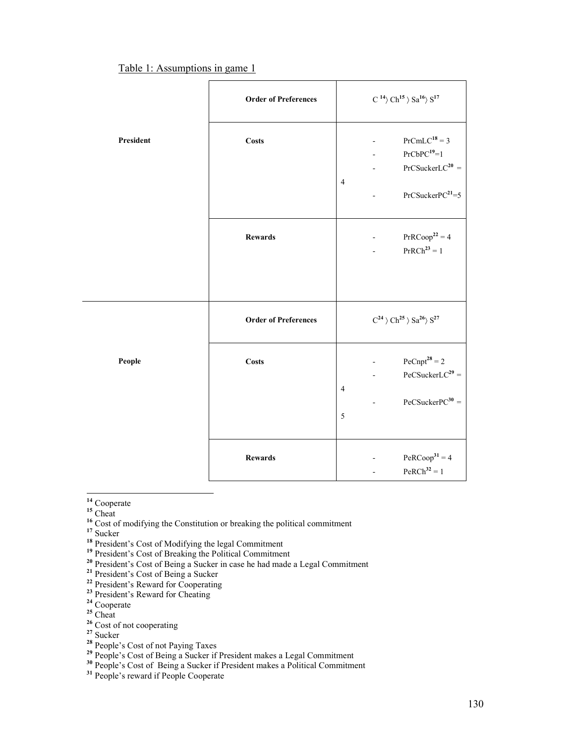Table 1: Assumptions in game 1

| | | |
|---|---|---|
| **President** | **Order of Preferences** | C [14] 〉 Ch[15] 〉 Sa[16] 〉 S[17] |
| | **Costs** | - PrCmLC[18] = 3<br>- PrCbPC[19] = 1<br>- PrCSuckerLC[20] = 4<br>- PrCSuckerPC[21] = 5 |
| | **Rewards** | - PrRCoop[22] = 4<br>- PrRCh[23] = 1 |
| **People** | **Order of Preferences** | C[24] 〉 Ch[25] 〉 Sa[26] 〉 S[27] |
| | **Costs** | - PeCnpt[28] = 2<br>- PeCSuckerLC[29] = 4<br>- PeCSuckerPC[30] = 5 |
| | **Rewards** | - PeRCoop[31] = 4<br>- PeRCh[32] = 1 |

---

[14] Cooperate
[15] Cheat
[16] Cost of modifying the Constitution or breaking the political commitment
[17] Sucker
[18] President's Cost of Modifying the legal Commitment
[19] President's Cost of Breaking the Political Commitment
[20] President's Cost of Being a Sucker in case he had made a Legal Commitment
[21] President's Cost of Being a Sucker
[22] President's Reward for Cooperating
[23] President's Reward for Cheating
[24] Cooperate
[25] Cheat
[26] Cost of not cooperating
[27] Sucker
[28] People's Cost of not Paying Taxes
[29] People's Cost of Being a Sucker if President makes a Legal Commitment
[30] People's Cost of Being a Sucker if President makes a Political Commitment
[31] People's reward if People Cooperate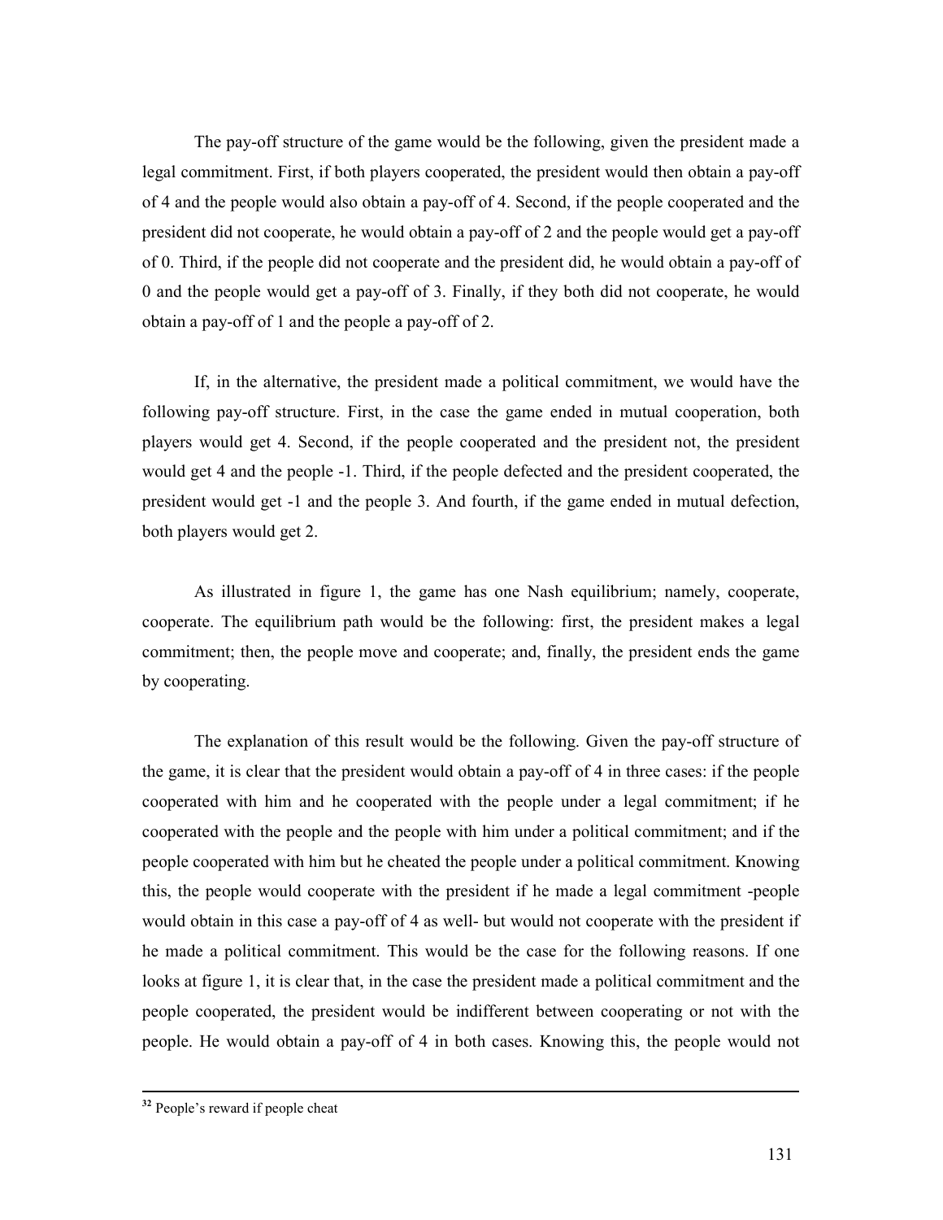The pay-off structure of the game would be the following, given the president made a legal commitment. First, if both players cooperated, the president would then obtain a pay-off of 4 and the people would also obtain a pay-off of 4. Second, if the people cooperated and the president did not cooperate, he would obtain a pay-off of 2 and the people would get a pay-off of 0. Third, if the people did not cooperate and the president did, he would obtain a pay-off of 0 and the people would get a pay-off of 3. Finally, if they both did not cooperate, he would obtain a pay-off of 1 and the people a pay-off of 2.

If, in the alternative, the president made a political commitment, we would have the following pay-off structure. First, in the case the game ended in mutual cooperation, both players would get 4. Second, if the people cooperated and the president not, the president would get 4 and the people -1. Third, if the people defected and the president cooperated, the president would get -1 and the people 3. And fourth, if the game ended in mutual defection, both players would get 2.

As illustrated in figure 1, the game has one Nash equilibrium; namely, cooperate, cooperate. The equilibrium path would be the following: first, the president makes a legal commitment; then, the people move and cooperate; and, finally, the president ends the game by cooperating.

The explanation of this result would be the following. Given the pay-off structure of the game, it is clear that the president would obtain a pay-off of 4 in three cases: if the people cooperated with him and he cooperated with the people under a legal commitment; if he cooperated with the people and the people with him under a political commitment; and if the people cooperated with him but he cheated the people under a political commitment. Knowing this, the people would cooperate with the president if he made a legal commitment -people would obtain in this case a pay-off of 4 as well- but would not cooperate with the president if he made a political commitment. This would be the case for the following reasons. If one looks at figure 1, it is clear that, in the case the president made a political commitment and the people cooperated, the president would be indifferent between cooperating or not with the people. He would obtain a pay-off of 4 in both cases. Knowing this, the people would not

[32] People's reward if people cheat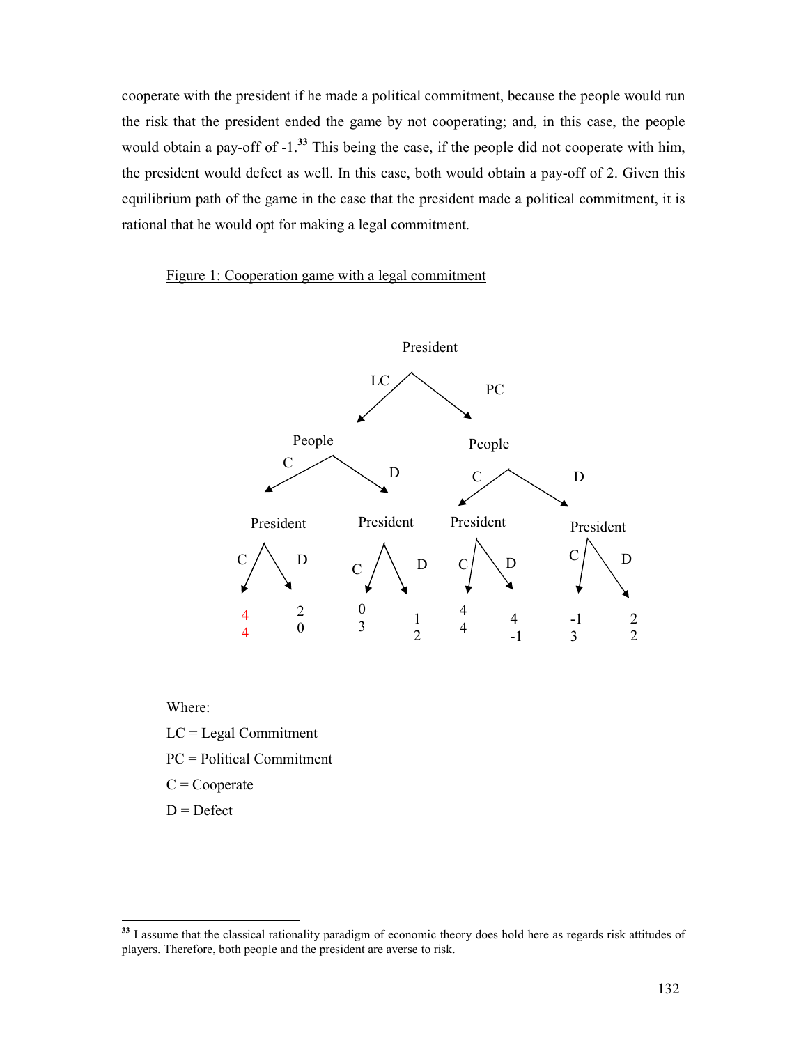cooperate with the president if he made a political commitment, because the people would run the risk that the president ended the game by not cooperating; and, in this case, the people would obtain a pay-off of -1.[33] This being the case, if the people did not cooperate with him, the president would defect as well. In this case, both would obtain a pay-off of 2. Given this equilibrium path of the game in the case that the president made a political commitment, it is rational that he would opt for making a legal commitment.

Figure 1: Cooperation game with a legal commitment

```
                                President
                          LC /           \ PC
                      People               People
                   C /     \ D          C /      \ D
            President   President   President    President
             C /  \ D    C /  \ D    C /  \ D     C /  \ D
              4    2      0    1      4    4      -1    2
              4    0      3    2      4   -1       3    2
```

Where:

LC = Legal Commitment

PC = Political Commitment

C = Cooperate

D = Defect

---

[33] I assume that the classical rationality paradigm of economic theory does hold here as regards risk attitudes of players. Therefore, both people and the president are averse to risk.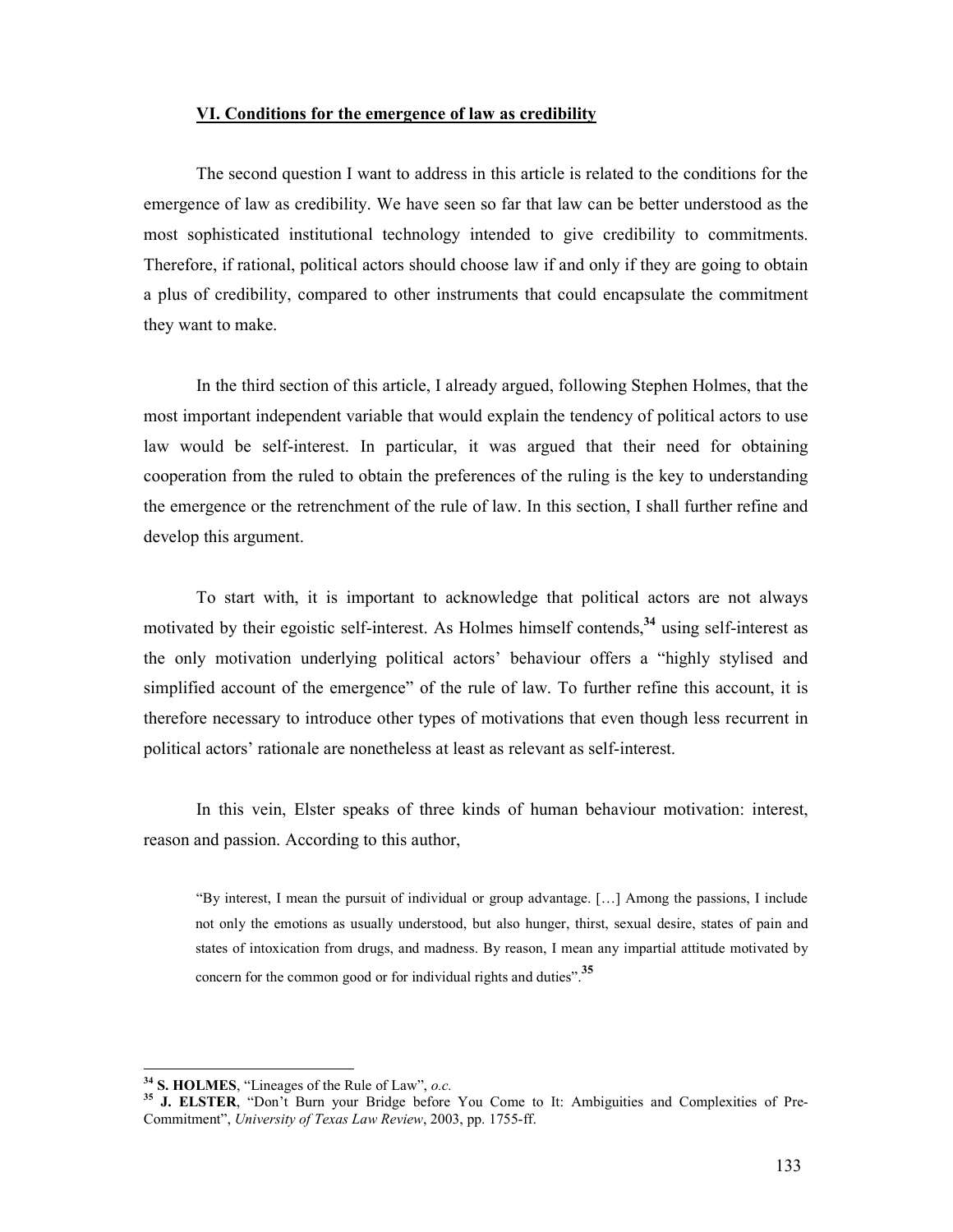## VI. Conditions for the emergence of law as credibility

The second question I want to address in this article is related to the conditions for the emergence of law as credibility. We have seen so far that law can be better understood as the most sophisticated institutional technology intended to give credibility to commitments. Therefore, if rational, political actors should choose law if and only if they are going to obtain a plus of credibility, compared to other instruments that could encapsulate the commitment they want to make.

In the third section of this article, I already argued, following Stephen Holmes, that the most important independent variable that would explain the tendency of political actors to use law would be self-interest. In particular, it was argued that their need for obtaining cooperation from the ruled to obtain the preferences of the ruling is the key to understanding the emergence or the retrenchment of the rule of law. In this section, I shall further refine and develop this argument.

To start with, it is important to acknowledge that political actors are not always motivated by their egoistic self-interest. As Holmes himself contends,[34] using self-interest as the only motivation underlying political actors' behaviour offers a "highly stylised and simplified account of the emergence" of the rule of law. To further refine this account, it is therefore necessary to introduce other types of motivations that even though less recurrent in political actors' rationale are nonetheless at least as relevant as self-interest.

In this vein, Elster speaks of three kinds of human behaviour motivation: interest, reason and passion. According to this author,

> "By interest, I mean the pursuit of individual or group advantage. […] Among the passions, I include not only the emotions as usually understood, but also hunger, thirst, sexual desire, states of pain and states of intoxication from drugs, and madness. By reason, I mean any impartial attitude motivated by concern for the common good or for individual rights and duties".[35]

---

[34] **S. HOLMES**, "Lineages of the Rule of Law", *o.c.*

[35] **J. ELSTER**, "Don't Burn your Bridge before You Come to It: Ambiguities and Complexities of Pre-Commitment", *University of Texas Law Review*, 2003, pp. 1755-ff.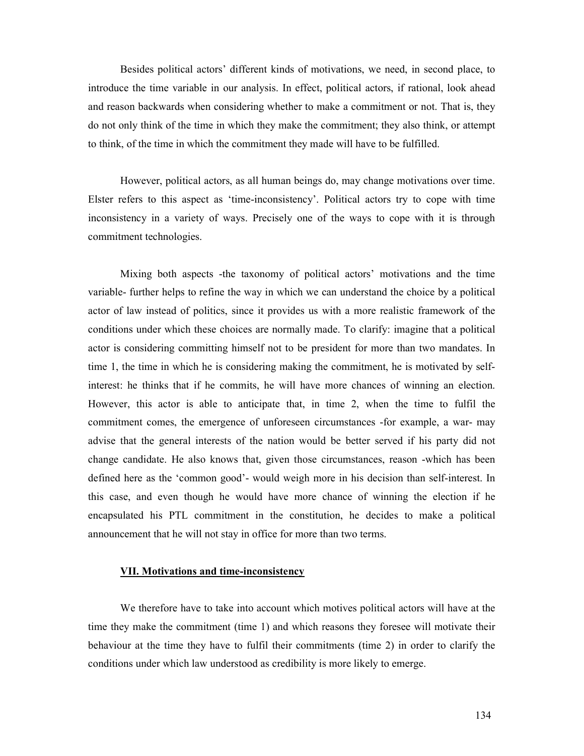Besides political actors' different kinds of motivations, we need, in second place, to introduce the time variable in our analysis. In effect, political actors, if rational, look ahead and reason backwards when considering whether to make a commitment or not. That is, they do not only think of the time in which they make the commitment; they also think, or attempt to think, of the time in which the commitment they made will have to be fulfilled.

However, political actors, as all human beings do, may change motivations over time. Elster refers to this aspect as 'time-inconsistency'. Political actors try to cope with time inconsistency in a variety of ways. Precisely one of the ways to cope with it is through commitment technologies.

Mixing both aspects -the taxonomy of political actors' motivations and the time variable- further helps to refine the way in which we can understand the choice by a political actor of law instead of politics, since it provides us with a more realistic framework of the conditions under which these choices are normally made. To clarify: imagine that a political actor is considering committing himself not to be president for more than two mandates. In time 1, the time in which he is considering making the commitment, he is motivated by self-interest: he thinks that if he commits, he will have more chances of winning an election. However, this actor is able to anticipate that, in time 2, when the time to fulfil the commitment comes, the emergence of unforeseen circumstances -for example, a war- may advise that the general interests of the nation would be better served if his party did not change candidate. He also knows that, given those circumstances, reason -which has been defined here as the 'common good'- would weigh more in his decision than self-interest. In this case, and even though he would have more chance of winning the election if he encapsulated his PTL commitment in the constitution, he decides to make a political announcement that he will not stay in office for more than two terms.

## VII. Motivations and time-inconsistency

We therefore have to take into account which motives political actors will have at the time they make the commitment (time 1) and which reasons they foresee will motivate their behaviour at the time they have to fulfil their commitments (time 2) in order to clarify the conditions under which law understood as credibility is more likely to emerge.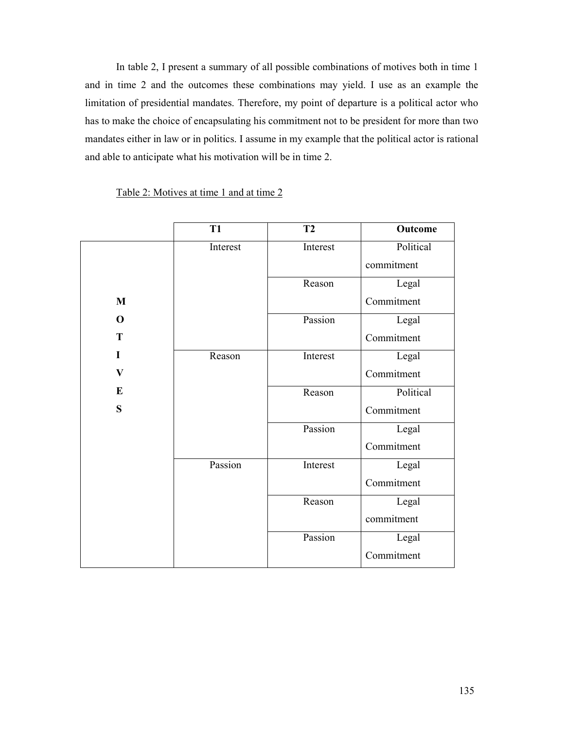In table 2, I present a summary of all possible combinations of motives both in time 1 and in time 2 and the outcomes these combinations may yield. I use as an example the limitation of presidential mandates. Therefore, my point of departure is a political actor who has to make the choice of encapsulating his commitment not to be president for more than two mandates either in law or in politics. I assume in my example that the political actor is rational and able to anticipate what his motivation will be in time 2.

Table 2: Motives at time 1 and at time 2

| | T1 | T2 | Outcome |
|---|---|---|---|
| MOTIVES | Interest | Interest | Political commitment |
| | | Reason | Legal Commitment |
| | | Passion | Legal Commitment |
| | Reason | Interest | Legal Commitment |
| | | Reason | Political Commitment |
| | | Passion | Legal Commitment |
| | Passion | Interest | Legal Commitment |
| | | Reason | Legal commitment |
| | | Passion | Legal Commitment |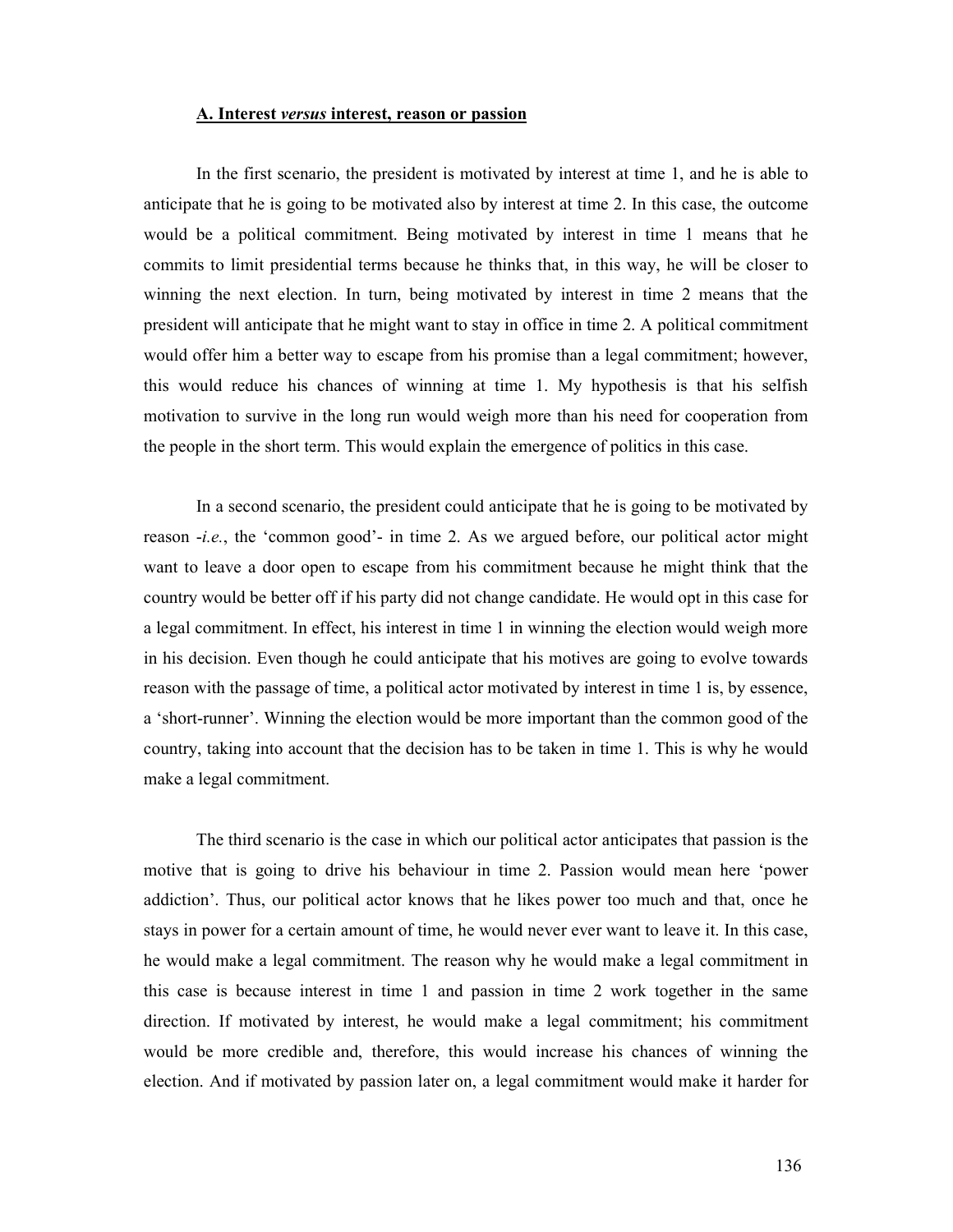### A. Interest *versus* interest, reason or passion

In the first scenario, the president is motivated by interest at time 1, and he is able to anticipate that he is going to be motivated also by interest at time 2. In this case, the outcome would be a political commitment. Being motivated by interest in time 1 means that he commits to limit presidential terms because he thinks that, in this way, he will be closer to winning the next election. In turn, being motivated by interest in time 2 means that the president will anticipate that he might want to stay in office in time 2. A political commitment would offer him a better way to escape from his promise than a legal commitment; however, this would reduce his chances of winning at time 1. My hypothesis is that his selfish motivation to survive in the long run would weigh more than his need for cooperation from the people in the short term. This would explain the emergence of politics in this case.

In a second scenario, the president could anticipate that he is going to be motivated by reason -*i.e.*, the 'common good'- in time 2. As we argued before, our political actor might want to leave a door open to escape from his commitment because he might think that the country would be better off if his party did not change candidate. He would opt in this case for a legal commitment. In effect, his interest in time 1 in winning the election would weigh more in his decision. Even though he could anticipate that his motives are going to evolve towards reason with the passage of time, a political actor motivated by interest in time 1 is, by essence, a 'short-runner'. Winning the election would be more important than the common good of the country, taking into account that the decision has to be taken in time 1. This is why he would make a legal commitment.

The third scenario is the case in which our political actor anticipates that passion is the motive that is going to drive his behaviour in time 2. Passion would mean here 'power addiction'. Thus, our political actor knows that he likes power too much and that, once he stays in power for a certain amount of time, he would never ever want to leave it. In this case, he would make a legal commitment. The reason why he would make a legal commitment in this case is because interest in time 1 and passion in time 2 work together in the same direction. If motivated by interest, he would make a legal commitment; his commitment would be more credible and, therefore, this would increase his chances of winning the election. And if motivated by passion later on, a legal commitment would make it harder for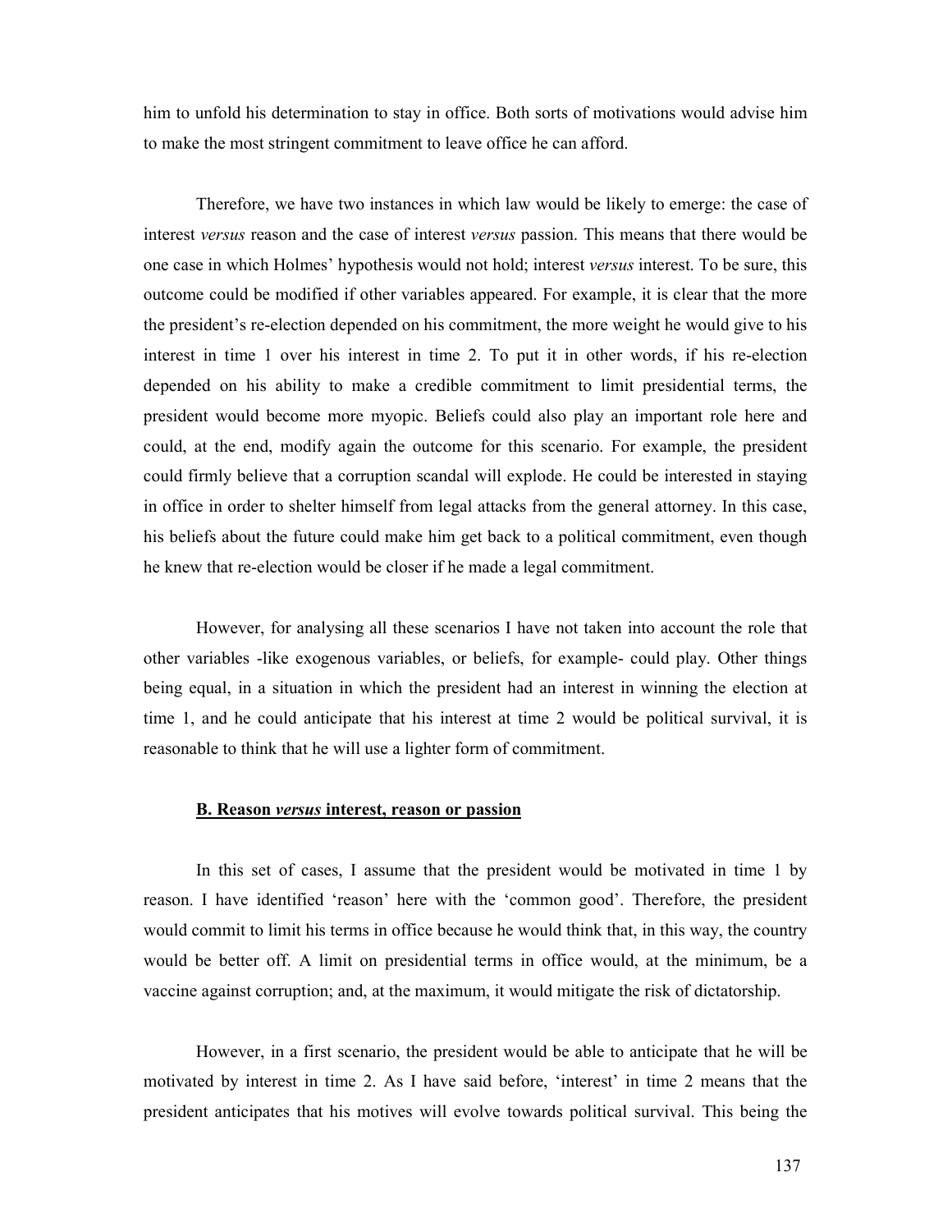him to unfold his determination to stay in office. Both sorts of motivations would advise him to make the most stringent commitment to leave office he can afford.

Therefore, we have two instances in which law would be likely to emerge: the case of interest *versus* reason and the case of interest *versus* passion. This means that there would be one case in which Holmes' hypothesis would not hold; interest *versus* interest. To be sure, this outcome could be modified if other variables appeared. For example, it is clear that the more the president's re-election depended on his commitment, the more weight he would give to his interest in time 1 over his interest in time 2. To put it in other words, if his re-election depended on his ability to make a credible commitment to limit presidential terms, the president would become more myopic. Beliefs could also play an important role here and could, at the end, modify again the outcome for this scenario. For example, the president could firmly believe that a corruption scandal will explode. He could be interested in staying in office in order to shelter himself from legal attacks from the general attorney. In this case, his beliefs about the future could make him get back to a political commitment, even though he knew that re-election would be closer if he made a legal commitment.

However, for analysing all these scenarios I have not taken into account the role that other variables -like exogenous variables, or beliefs, for example- could play. Other things being equal, in a situation in which the president had an interest in winning the election at time 1, and he could anticipate that his interest at time 2 would be political survival, it is reasonable to think that he will use a lighter form of commitment.

#### <u>B. Reason *versus* interest, reason or passion</u>

In this set of cases, I assume that the president would be motivated in time 1 by reason. I have identified 'reason' here with the 'common good'. Therefore, the president would commit to limit his terms in office because he would think that, in this way, the country would be better off. A limit on presidential terms in office would, at the minimum, be a vaccine against corruption; and, at the maximum, it would mitigate the risk of dictatorship.

However, in a first scenario, the president would be able to anticipate that he will be motivated by interest in time 2. As I have said before, 'interest' in time 2 means that the president anticipates that his motives will evolve towards political survival. This being the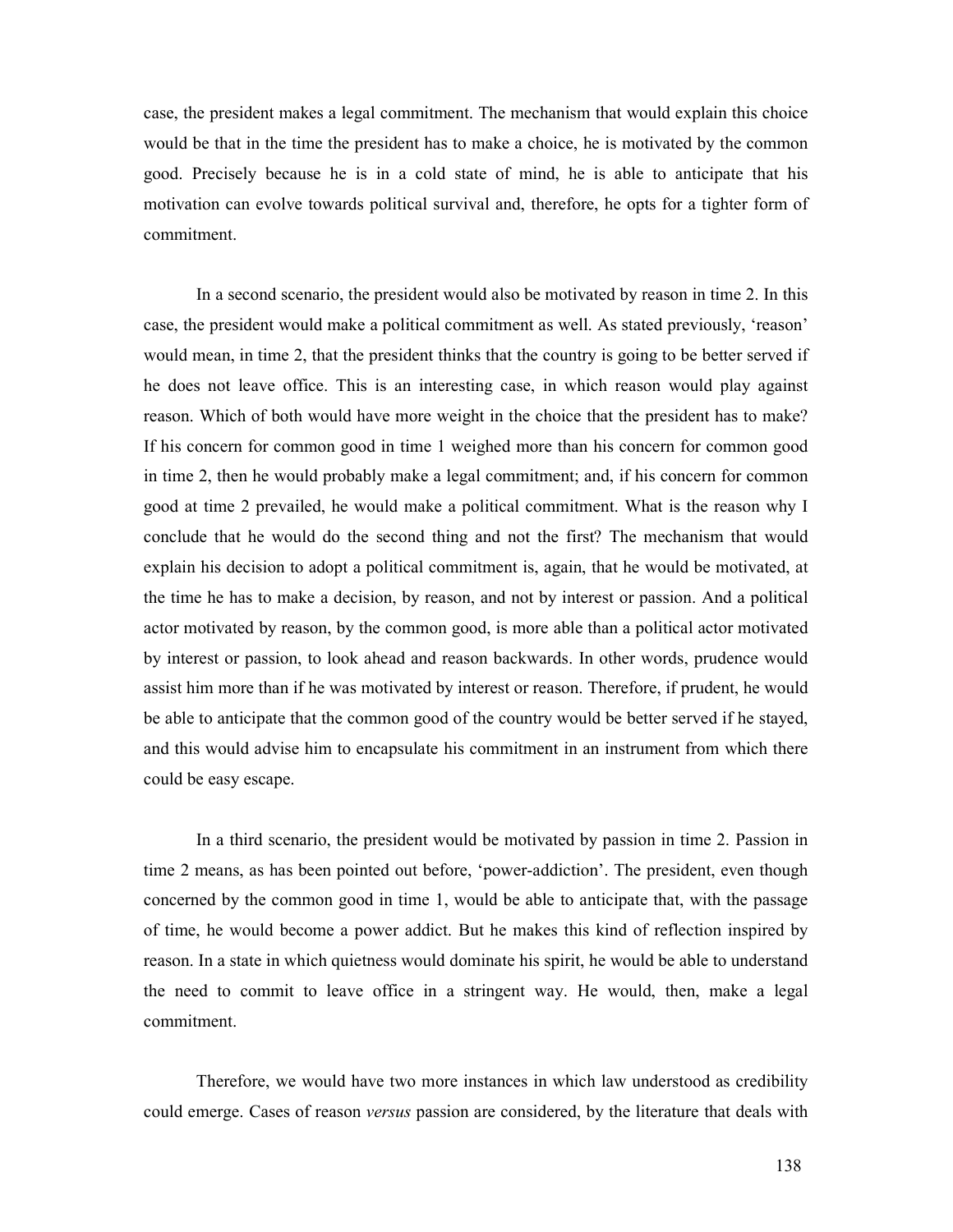case, the president makes a legal commitment. The mechanism that would explain this choice would be that in the time the president has to make a choice, he is motivated by the common good. Precisely because he is in a cold state of mind, he is able to anticipate that his motivation can evolve towards political survival and, therefore, he opts for a tighter form of commitment.

In a second scenario, the president would also be motivated by reason in time 2. In this case, the president would make a political commitment as well. As stated previously, 'reason' would mean, in time 2, that the president thinks that the country is going to be better served if he does not leave office. This is an interesting case, in which reason would play against reason. Which of both would have more weight in the choice that the president has to make? If his concern for common good in time 1 weighed more than his concern for common good in time 2, then he would probably make a legal commitment; and, if his concern for common good at time 2 prevailed, he would make a political commitment. What is the reason why I conclude that he would do the second thing and not the first? The mechanism that would explain his decision to adopt a political commitment is, again, that he would be motivated, at the time he has to make a decision, by reason, and not by interest or passion. And a political actor motivated by reason, by the common good, is more able than a political actor motivated by interest or passion, to look ahead and reason backwards. In other words, prudence would assist him more than if he was motivated by interest or reason. Therefore, if prudent, he would be able to anticipate that the common good of the country would be better served if he stayed, and this would advise him to encapsulate his commitment in an instrument from which there could be easy escape.

In a third scenario, the president would be motivated by passion in time 2. Passion in time 2 means, as has been pointed out before, 'power-addiction'. The president, even though concerned by the common good in time 1, would be able to anticipate that, with the passage of time, he would become a power addict. But he makes this kind of reflection inspired by reason. In a state in which quietness would dominate his spirit, he would be able to understand the need to commit to leave office in a stringent way. He would, then, make a legal commitment.

Therefore, we would have two more instances in which law understood as credibility could emerge. Cases of reason *versus* passion are considered, by the literature that deals with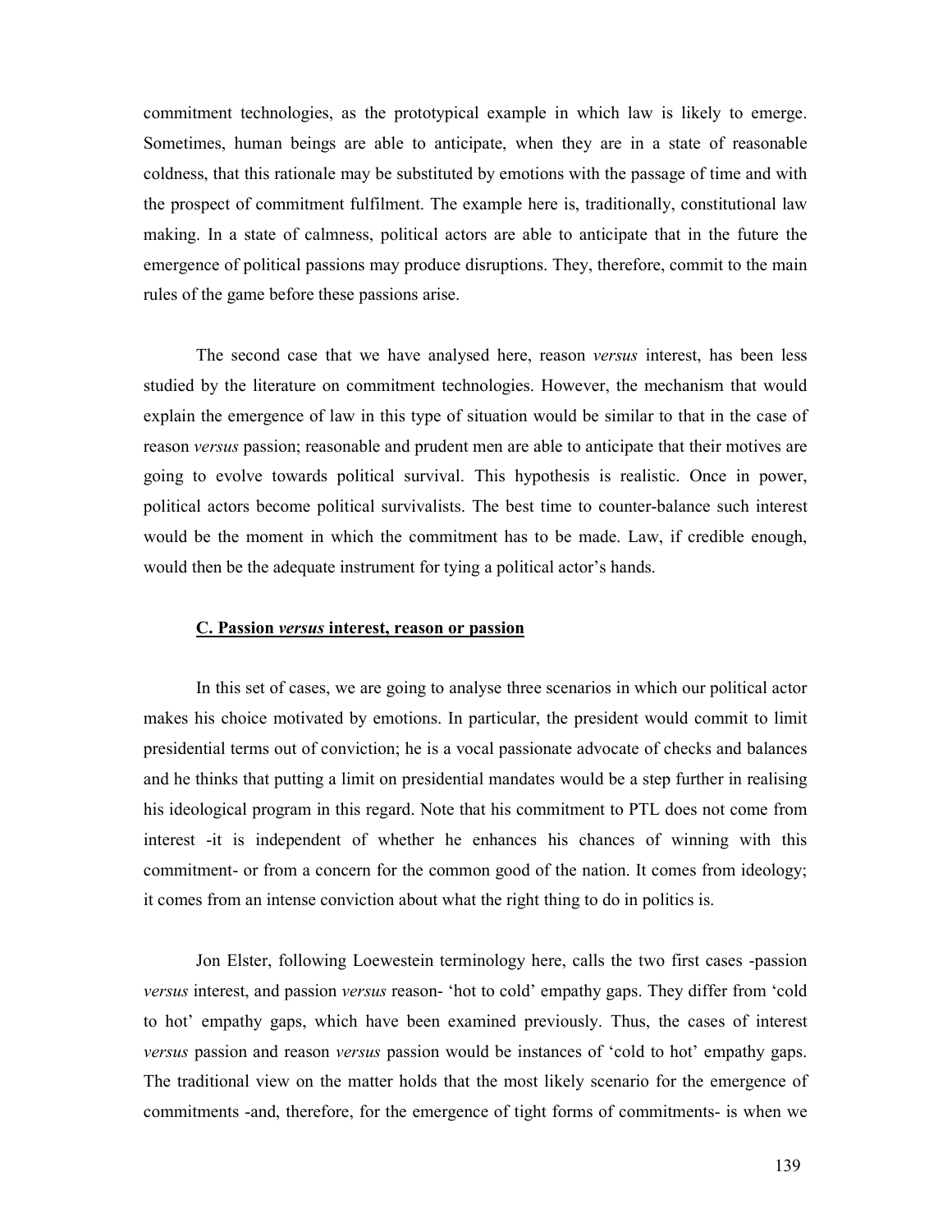commitment technologies, as the prototypical example in which law is likely to emerge. Sometimes, human beings are able to anticipate, when they are in a state of reasonable coldness, that this rationale may be substituted by emotions with the passage of time and with the prospect of commitment fulfilment. The example here is, traditionally, constitutional law making. In a state of calmness, political actors are able to anticipate that in the future the emergence of political passions may produce disruptions. They, therefore, commit to the main rules of the game before these passions arise.

The second case that we have analysed here, reason *versus* interest, has been less studied by the literature on commitment technologies. However, the mechanism that would explain the emergence of law in this type of situation would be similar to that in the case of reason *versus* passion; reasonable and prudent men are able to anticipate that their motives are going to evolve towards political survival. This hypothesis is realistic. Once in power, political actors become political survivalists. The best time to counter-balance such interest would be the moment in which the commitment has to be made. Law, if credible enough, would then be the adequate instrument for tying a political actor's hands.

### C. Passion *versus* interest, reason or passion

In this set of cases, we are going to analyse three scenarios in which our political actor makes his choice motivated by emotions. In particular, the president would commit to limit presidential terms out of conviction; he is a vocal passionate advocate of checks and balances and he thinks that putting a limit on presidential mandates would be a step further in realising his ideological program in this regard. Note that his commitment to PTL does not come from interest -it is independent of whether he enhances his chances of winning with this commitment- or from a concern for the common good of the nation. It comes from ideology; it comes from an intense conviction about what the right thing to do in politics is.

Jon Elster, following Loewestein terminology here, calls the two first cases -passion *versus* interest, and passion *versus* reason- 'hot to cold' empathy gaps. They differ from 'cold to hot' empathy gaps, which have been examined previously. Thus, the cases of interest *versus* passion and reason *versus* passion would be instances of 'cold to hot' empathy gaps. The traditional view on the matter holds that the most likely scenario for the emergence of commitments -and, therefore, for the emergence of tight forms of commitments- is when we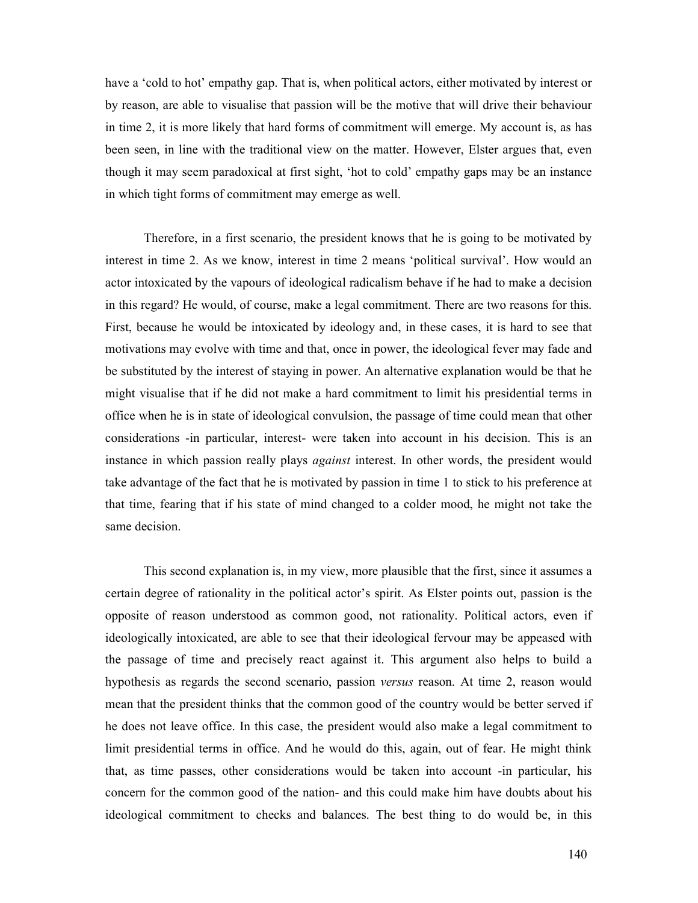have a 'cold to hot' empathy gap. That is, when political actors, either motivated by interest or by reason, are able to visualise that passion will be the motive that will drive their behaviour in time 2, it is more likely that hard forms of commitment will emerge. My account is, as has been seen, in line with the traditional view on the matter. However, Elster argues that, even though it may seem paradoxical at first sight, 'hot to cold' empathy gaps may be an instance in which tight forms of commitment may emerge as well.

Therefore, in a first scenario, the president knows that he is going to be motivated by interest in time 2. As we know, interest in time 2 means 'political survival'. How would an actor intoxicated by the vapours of ideological radicalism behave if he had to make a decision in this regard? He would, of course, make a legal commitment. There are two reasons for this. First, because he would be intoxicated by ideology and, in these cases, it is hard to see that motivations may evolve with time and that, once in power, the ideological fever may fade and be substituted by the interest of staying in power. An alternative explanation would be that he might visualise that if he did not make a hard commitment to limit his presidential terms in office when he is in state of ideological convulsion, the passage of time could mean that other considerations -in particular, interest- were taken into account in his decision. This is an instance in which passion really plays *against* interest. In other words, the president would take advantage of the fact that he is motivated by passion in time 1 to stick to his preference at that time, fearing that if his state of mind changed to a colder mood, he might not take the same decision.

This second explanation is, in my view, more plausible that the first, since it assumes a certain degree of rationality in the political actor's spirit. As Elster points out, passion is the opposite of reason understood as common good, not rationality. Political actors, even if ideologically intoxicated, are able to see that their ideological fervour may be appeased with the passage of time and precisely react against it. This argument also helps to build a hypothesis as regards the second scenario, passion *versus* reason. At time 2, reason would mean that the president thinks that the common good of the country would be better served if he does not leave office. In this case, the president would also make a legal commitment to limit presidential terms in office. And he would do this, again, out of fear. He might think that, as time passes, other considerations would be taken into account -in particular, his concern for the common good of the nation- and this could make him have doubts about his ideological commitment to checks and balances. The best thing to do would be, in this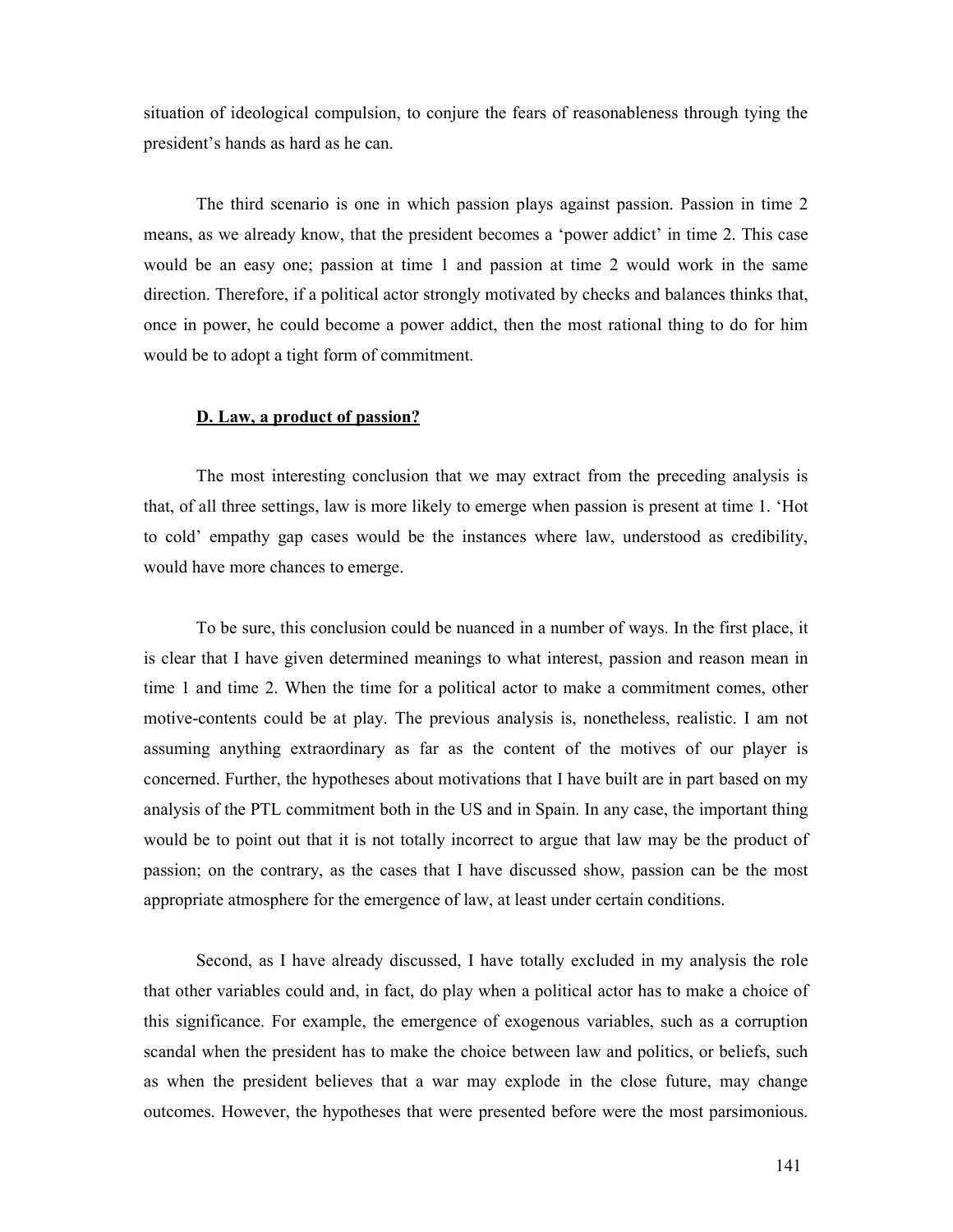situation of ideological compulsion, to conjure the fears of reasonableness through tying the president's hands as hard as he can.

The third scenario is one in which passion plays against passion. Passion in time 2 means, as we already know, that the president becomes a 'power addict' in time 2. This case would be an easy one; passion at time 1 and passion at time 2 would work in the same direction. Therefore, if a political actor strongly motivated by checks and balances thinks that, once in power, he could become a power addict, then the most rational thing to do for him would be to adopt a tight form of commitment.

### D. Law, a product of passion?

The most interesting conclusion that we may extract from the preceding analysis is that, of all three settings, law is more likely to emerge when passion is present at time 1. 'Hot to cold' empathy gap cases would be the instances where law, understood as credibility, would have more chances to emerge.

To be sure, this conclusion could be nuanced in a number of ways. In the first place, it is clear that I have given determined meanings to what interest, passion and reason mean in time 1 and time 2. When the time for a political actor to make a commitment comes, other motive-contents could be at play. The previous analysis is, nonetheless, realistic. I am not assuming anything extraordinary as far as the content of the motives of our player is concerned. Further, the hypotheses about motivations that I have built are in part based on my analysis of the PTL commitment both in the US and in Spain. In any case, the important thing would be to point out that it is not totally incorrect to argue that law may be the product of passion; on the contrary, as the cases that I have discussed show, passion can be the most appropriate atmosphere for the emergence of law, at least under certain conditions.

Second, as I have already discussed, I have totally excluded in my analysis the role that other variables could and, in fact, do play when a political actor has to make a choice of this significance. For example, the emergence of exogenous variables, such as a corruption scandal when the president has to make the choice between law and politics, or beliefs, such as when the president believes that a war may explode in the close future, may change outcomes. However, the hypotheses that were presented before were the most parsimonious.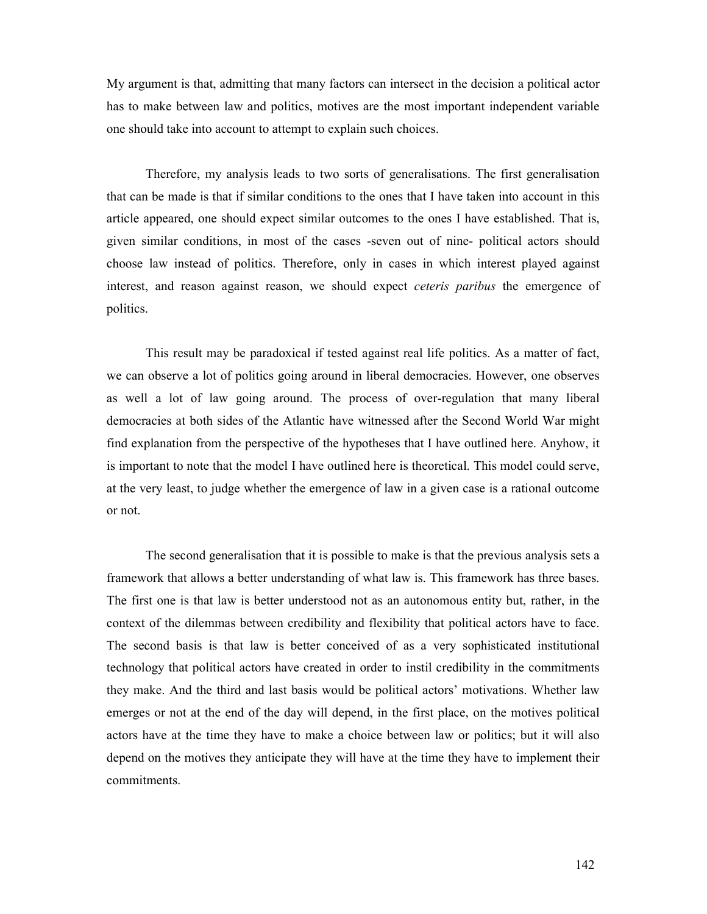My argument is that, admitting that many factors can intersect in the decision a political actor has to make between law and politics, motives are the most important independent variable one should take into account to attempt to explain such choices.

Therefore, my analysis leads to two sorts of generalisations. The first generalisation that can be made is that if similar conditions to the ones that I have taken into account in this article appeared, one should expect similar outcomes to the ones I have established. That is, given similar conditions, in most of the cases -seven out of nine- political actors should choose law instead of politics. Therefore, only in cases in which interest played against interest, and reason against reason, we should expect *ceteris paribus* the emergence of politics.

This result may be paradoxical if tested against real life politics. As a matter of fact, we can observe a lot of politics going around in liberal democracies. However, one observes as well a lot of law going around. The process of over-regulation that many liberal democracies at both sides of the Atlantic have witnessed after the Second World War might find explanation from the perspective of the hypotheses that I have outlined here. Anyhow, it is important to note that the model I have outlined here is theoretical. This model could serve, at the very least, to judge whether the emergence of law in a given case is a rational outcome or not.

The second generalisation that it is possible to make is that the previous analysis sets a framework that allows a better understanding of what law is. This framework has three bases. The first one is that law is better understood not as an autonomous entity but, rather, in the context of the dilemmas between credibility and flexibility that political actors have to face. The second basis is that law is better conceived of as a very sophisticated institutional technology that political actors have created in order to instil credibility in the commitments they make. And the third and last basis would be political actors' motivations. Whether law emerges or not at the end of the day will depend, in the first place, on the motives political actors have at the time they have to make a choice between law or politics; but it will also depend on the motives they anticipate they will have at the time they have to implement their commitments.